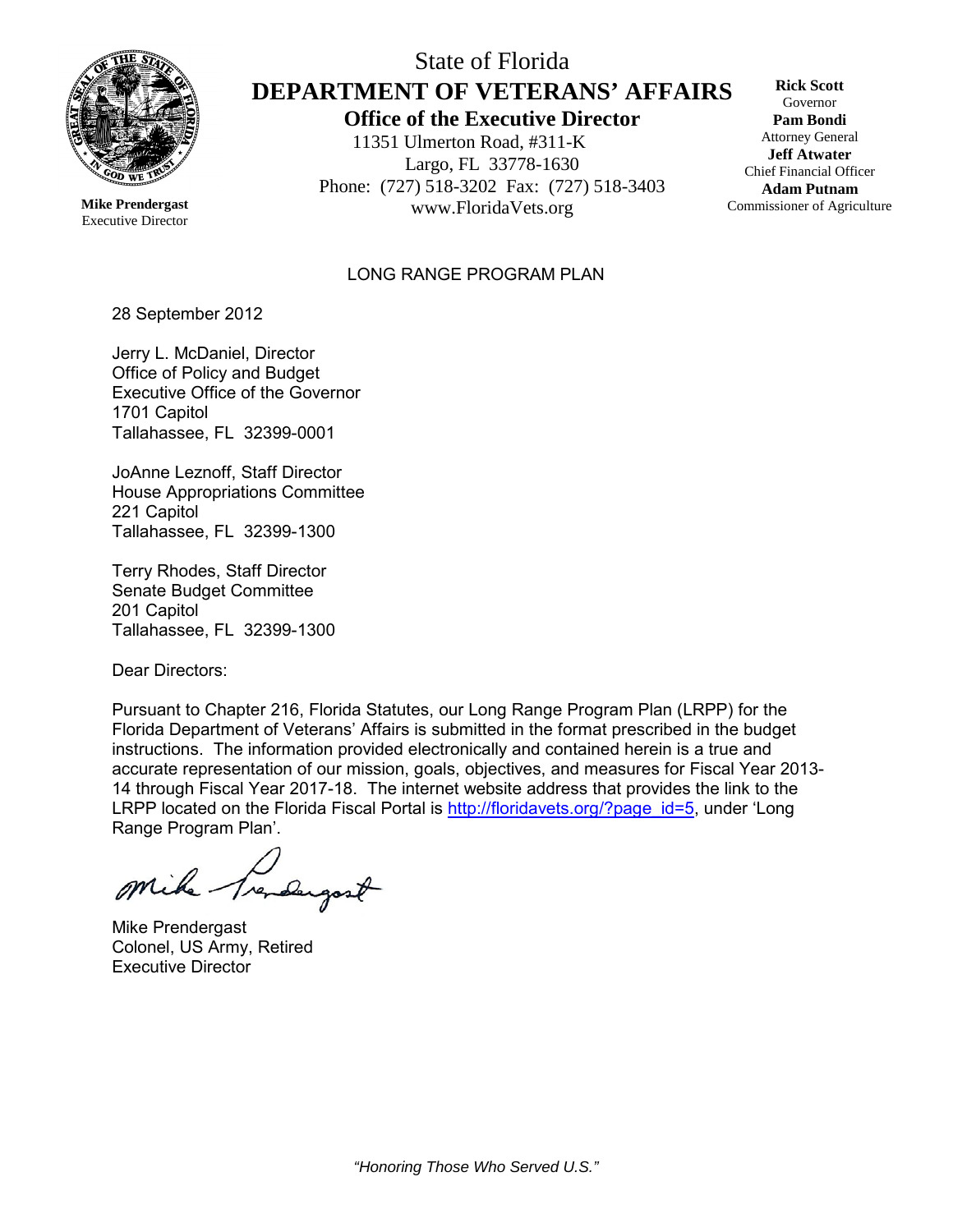Mike Prendergast
Executive Director

# State of Florida
## DEPARTMENT OF VETERANS' AFFAIRS
### Office of the Executive Director

11351 Ulmerton Road, #311-K
Largo, FL 33778-1630
Phone: (727) 518-3202 Fax: (727) 518-3403
www.FloridaVets.org

**Rick Scott**
Governor
**Pam Bondi**
Attorney General
**Jeff Atwater**
Chief Financial Officer
**Adam Putnam**
Commissioner of Agriculture

LONG RANGE PROGRAM PLAN

28 September 2012

Jerry L. McDaniel, Director
Office of Policy and Budget
Executive Office of the Governor
1701 Capitol
Tallahassee, FL 32399-0001

JoAnne Leznoff, Staff Director
House Appropriations Committee
221 Capitol
Tallahassee, FL 32399-1300

Terry Rhodes, Staff Director
Senate Budget Committee
201 Capitol
Tallahassee, FL 32399-1300

Dear Directors:

Pursuant to Chapter 216, Florida Statutes, our Long Range Program Plan (LRPP) for the Florida Department of Veterans' Affairs is submitted in the format prescribed in the budget instructions. The information provided electronically and contained herein is a true and accurate representation of our mission, goals, objectives, and measures for Fiscal Year 2013-14 through Fiscal Year 2017-18. The internet website address that provides the link to the LRPP located on the Florida Fiscal Portal is http://floridavets.org/?page_id=5, under 'Long Range Program Plan'.

Mike Prendergast
Colonel, US Army, Retired
Executive Director

*"Honoring Those Who Served U.S."*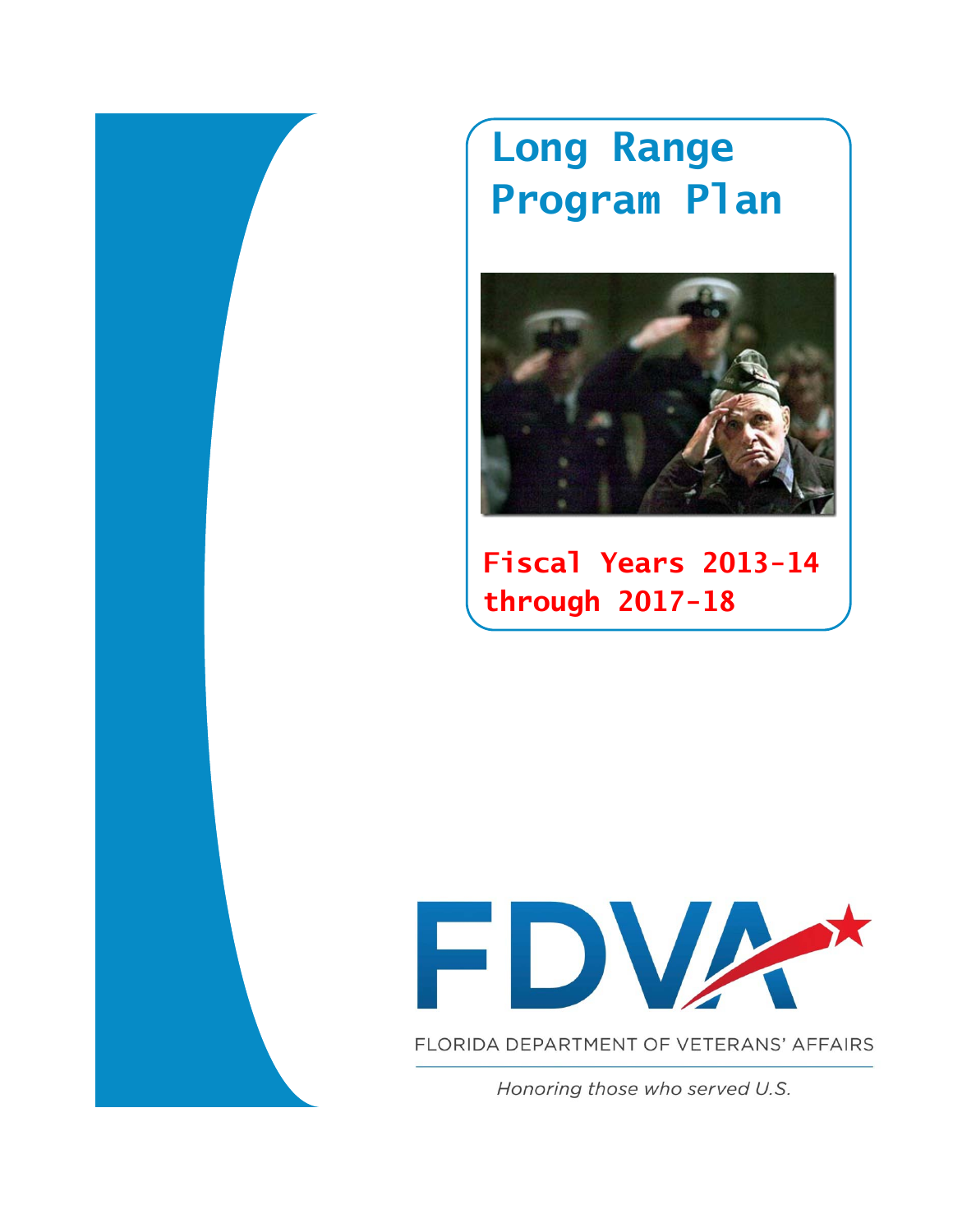# Long Range Program Plan

**Fiscal Years 2013-14 through 2017-18**

FDVA

FLORIDA DEPARTMENT OF VETERANS' AFFAIRS

*Honoring those who served U.S.*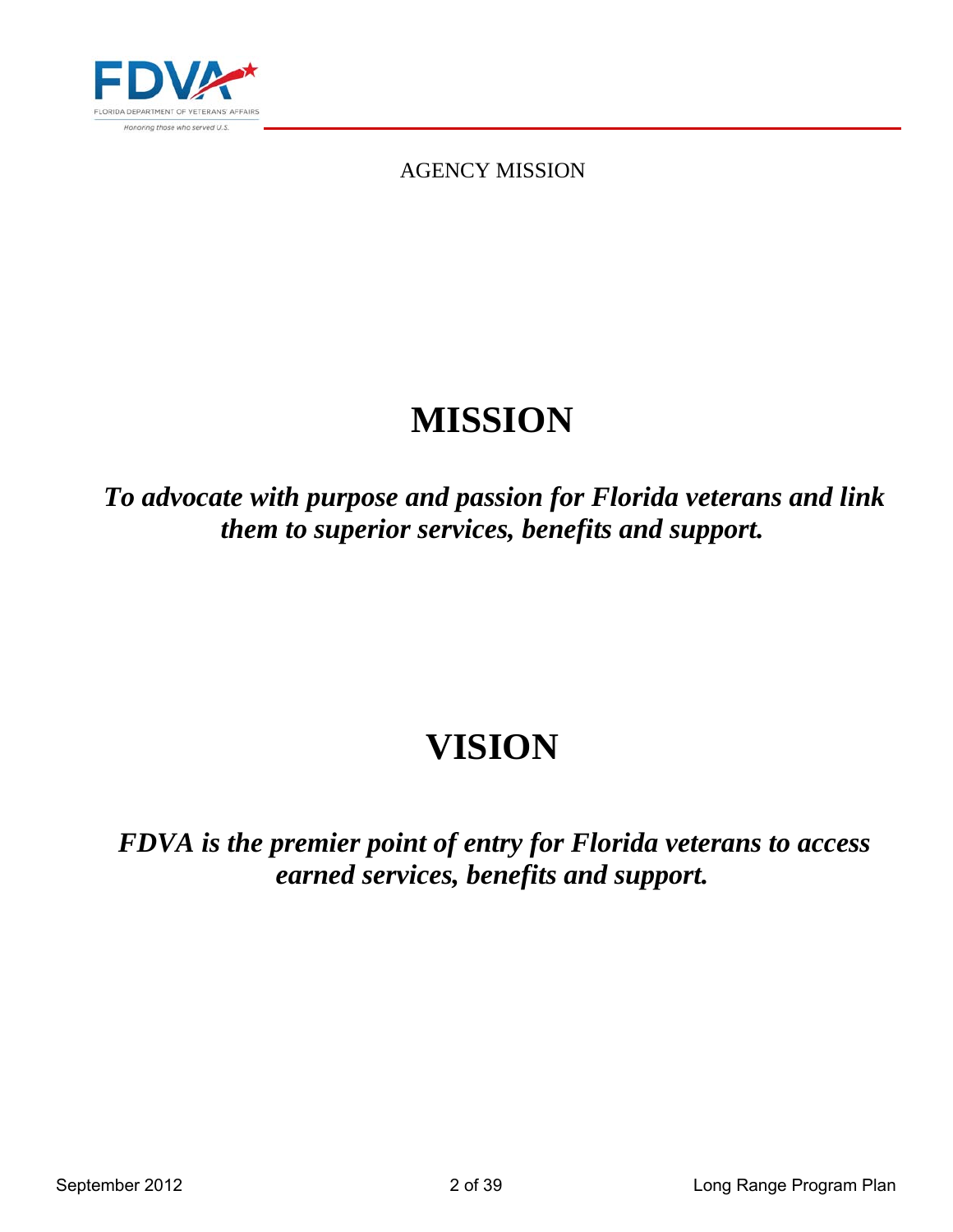AGENCY MISSION

# MISSION

***To advocate with purpose and passion for Florida veterans and link them to superior services, benefits and support.***

# VISION

***FDVA is the premier point of entry for Florida veterans to access earned services, benefits and support.***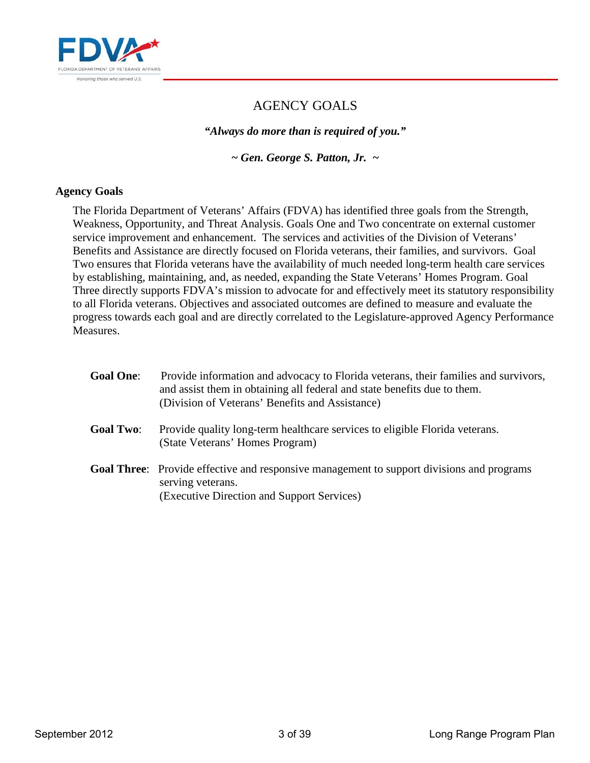# AGENCY GOALS

***"Always do more than is required of you."***

***~ Gen. George S. Patton, Jr. ~***

## Agency Goals

The Florida Department of Veterans' Affairs (FDVA) has identified three goals from the Strength, Weakness, Opportunity, and Threat Analysis. Goals One and Two concentrate on external customer service improvement and enhancement. The services and activities of the Division of Veterans' Benefits and Assistance are directly focused on Florida veterans, their families, and survivors. Goal Two ensures that Florida veterans have the availability of much needed long-term health care services by establishing, maintaining, and, as needed, expanding the State Veterans' Homes Program. Goal Three directly supports FDVA's mission to advocate for and effectively meet its statutory responsibility to all Florida veterans. Objectives and associated outcomes are defined to measure and evaluate the progress towards each goal and are directly correlated to the Legislature-approved Agency Performance Measures.

**Goal One**: Provide information and advocacy to Florida veterans, their families and survivors, and assist them in obtaining all federal and state benefits due to them.
(Division of Veterans' Benefits and Assistance)

**Goal Two**: Provide quality long-term healthcare services to eligible Florida veterans.
(State Veterans' Homes Program)

**Goal Three**: Provide effective and responsive management to support divisions and programs serving veterans.
(Executive Direction and Support Services)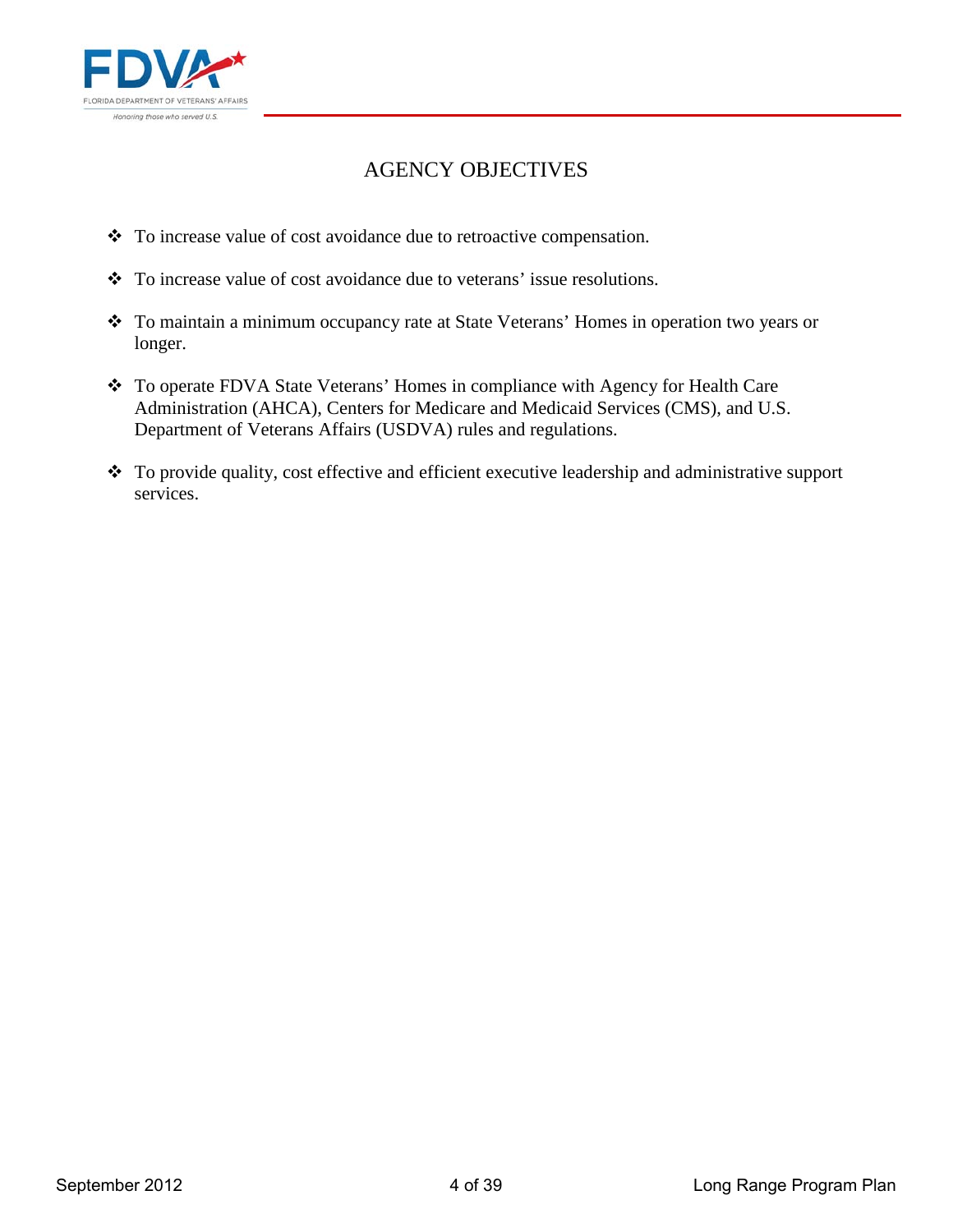# AGENCY OBJECTIVES

- To increase value of cost avoidance due to retroactive compensation.
- To increase value of cost avoidance due to veterans' issue resolutions.
- To maintain a minimum occupancy rate at State Veterans' Homes in operation two years or longer.
- To operate FDVA State Veterans' Homes in compliance with Agency for Health Care Administration (AHCA), Centers for Medicare and Medicaid Services (CMS), and U.S. Department of Veterans Affairs (USDVA) rules and regulations.
- To provide quality, cost effective and efficient executive leadership and administrative support services.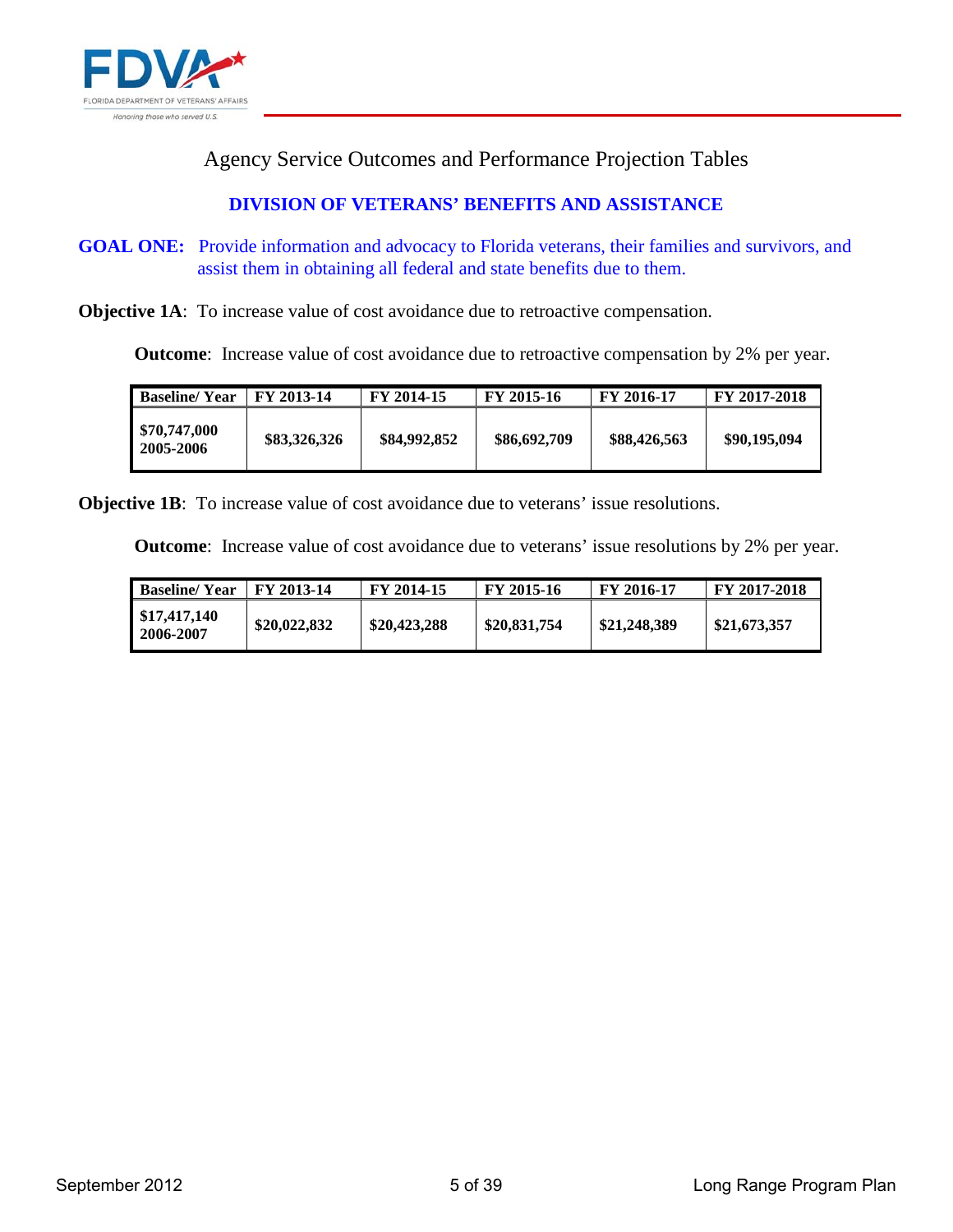Agency Service Outcomes and Performance Projection Tables

## DIVISION OF VETERANS' BENEFITS AND ASSISTANCE

**GOAL ONE:** Provide information and advocacy to Florida veterans, their families and survivors, and assist them in obtaining all federal and state benefits due to them.

**Objective 1A**: To increase value of cost avoidance due to retroactive compensation.

**Outcome**: Increase value of cost avoidance due to retroactive compensation by 2% per year.

| Baseline/ Year | FY 2013-14 | FY 2014-15 | FY 2015-16 | FY 2016-17 | FY 2017-2018 |
|---|---|---|---|---|---|
| $70,747,000 2005-2006 | $83,326,326 | $84,992,852 | $86,692,709 | $88,426,563 | $90,195,094 |

**Objective 1B**: To increase value of cost avoidance due to veterans' issue resolutions.

**Outcome**: Increase value of cost avoidance due to veterans' issue resolutions by 2% per year.

| Baseline/ Year | FY 2013-14 | FY 2014-15 | FY 2015-16 | FY 2016-17 | FY 2017-2018 |
|---|---|---|---|---|---|
| $17,417,140 2006-2007 | $20,022,832 | $20,423,288 | $20,831,754 | $21,248,389 | $21,673,357 |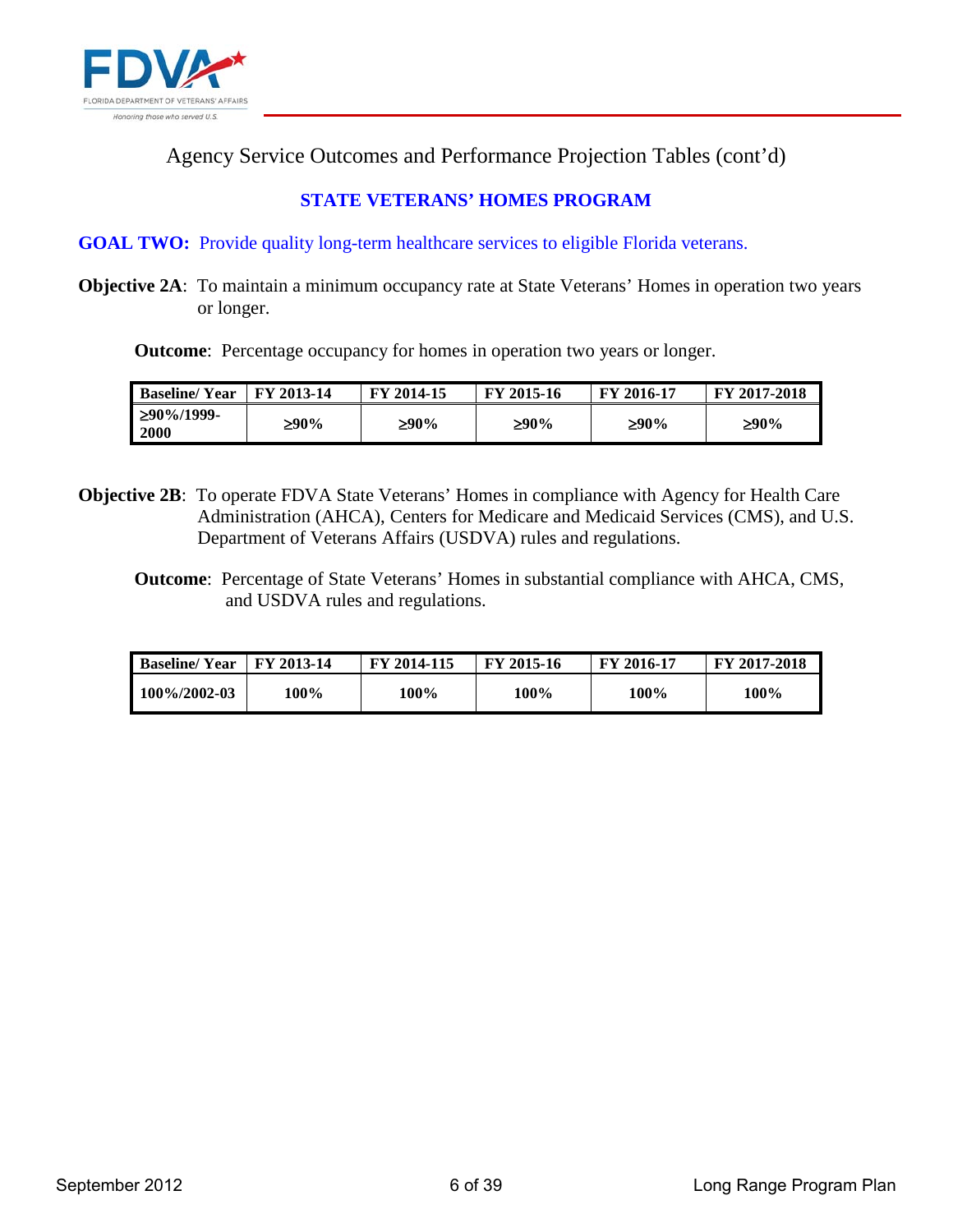## Agency Service Outcomes and Performance Projection Tables (cont'd)

### STATE VETERANS' HOMES PROGRAM

**GOAL TWO:** Provide quality long-term healthcare services to eligible Florida veterans.

**Objective 2A**: To maintain a minimum occupancy rate at State Veterans' Homes in operation two years or longer.

**Outcome**: Percentage occupancy for homes in operation two years or longer.

| Baseline/ Year | FY 2013-14 | FY 2014-15 | FY 2015-16 | FY 2016-17 | FY 2017-2018 |
|---|---|---|---|---|---|
| ≥90%/1999-2000 | ≥90% | ≥90% | ≥90% | ≥90% | ≥90% |

**Objective 2B**: To operate FDVA State Veterans' Homes in compliance with Agency for Health Care Administration (AHCA), Centers for Medicare and Medicaid Services (CMS), and U.S. Department of Veterans Affairs (USDVA) rules and regulations.

**Outcome**: Percentage of State Veterans' Homes in substantial compliance with AHCA, CMS, and USDVA rules and regulations.

| Baseline/ Year | FY 2013-14 | FY 2014-115 | FY 2015-16 | FY 2016-17 | FY 2017-2018 |
|---|---|---|---|---|---|
| 100%/2002-03 | 100% | 100% | 100% | 100% | 100% |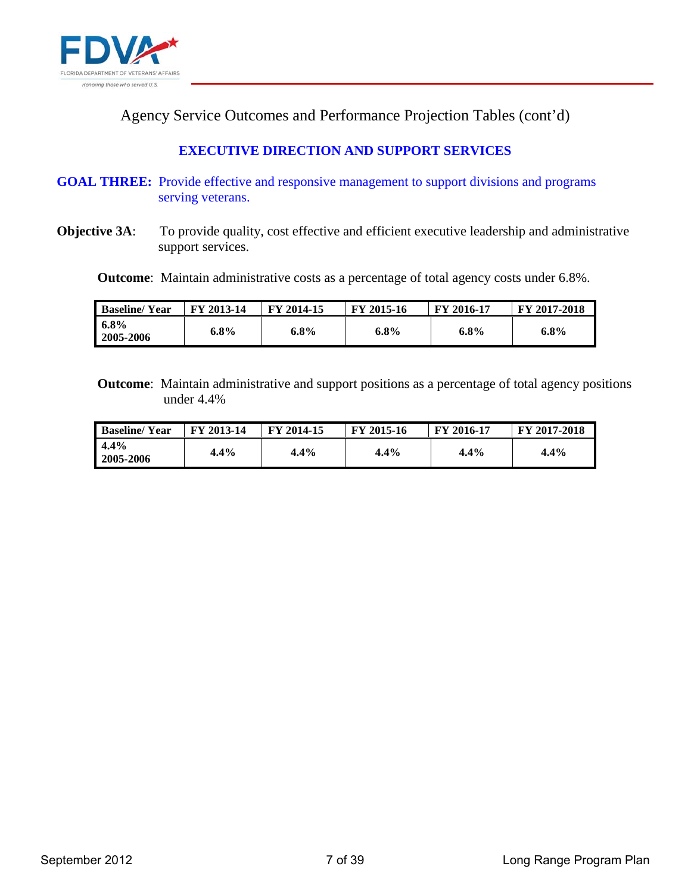## Agency Service Outcomes and Performance Projection Tables (cont'd)

### EXECUTIVE DIRECTION AND SUPPORT SERVICES

**GOAL THREE:** Provide effective and responsive management to support divisions and programs serving veterans.

**Objective 3A**: To provide quality, cost effective and efficient executive leadership and administrative support services.

**Outcome**: Maintain administrative costs as a percentage of total agency costs under 6.8%.

| Baseline/ Year | FY 2013-14 | FY 2014-15 | FY 2015-16 | FY 2016-17 | FY 2017-2018 |
|---|---|---|---|---|---|
| 6.8% 2005-2006 | 6.8% | 6.8% | 6.8% | 6.8% | 6.8% |

**Outcome**: Maintain administrative and support positions as a percentage of total agency positions under 4.4%

| Baseline/ Year | FY 2013-14 | FY 2014-15 | FY 2015-16 | FY 2016-17 | FY 2017-2018 |
|---|---|---|---|---|---|
| 4.4% 2005-2006 | 4.4% | 4.4% | 4.4% | 4.4% | 4.4% |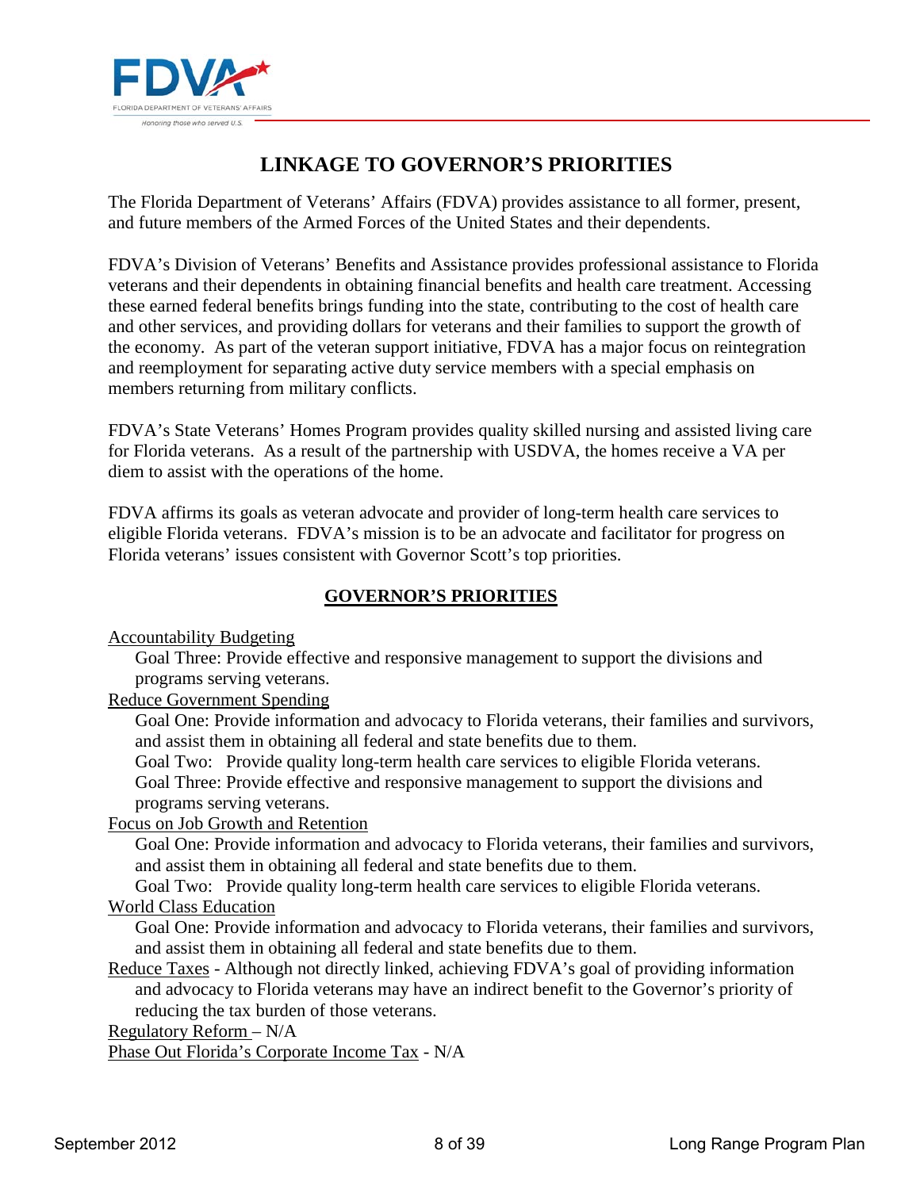# LINKAGE TO GOVERNOR'S PRIORITIES

The Florida Department of Veterans' Affairs (FDVA) provides assistance to all former, present, and future members of the Armed Forces of the United States and their dependents.

FDVA's Division of Veterans' Benefits and Assistance provides professional assistance to Florida veterans and their dependents in obtaining financial benefits and health care treatment. Accessing these earned federal benefits brings funding into the state, contributing to the cost of health care and other services, and providing dollars for veterans and their families to support the growth of the economy. As part of the veteran support initiative, FDVA has a major focus on reintegration and reemployment for separating active duty service members with a special emphasis on members returning from military conflicts.

FDVA's State Veterans' Homes Program provides quality skilled nursing and assisted living care for Florida veterans. As a result of the partnership with USDVA, the homes receive a VA per diem to assist with the operations of the home.

FDVA affirms its goals as veteran advocate and provider of long-term health care services to eligible Florida veterans. FDVA's mission is to be an advocate and facilitator for progress on Florida veterans' issues consistent with Governor Scott's top priorities.

## GOVERNOR'S PRIORITIES

Accountability Budgeting

- Goal Three: Provide effective and responsive management to support the divisions and programs serving veterans.

Reduce Government Spending

- Goal One: Provide information and advocacy to Florida veterans, their families and survivors, and assist them in obtaining all federal and state benefits due to them.
- Goal Two: Provide quality long-term health care services to eligible Florida veterans.
- Goal Three: Provide effective and responsive management to support the divisions and programs serving veterans.

Focus on Job Growth and Retention

- Goal One: Provide information and advocacy to Florida veterans, their families and survivors, and assist them in obtaining all federal and state benefits due to them.
- Goal Two: Provide quality long-term health care services to eligible Florida veterans.

World Class Education

- Goal One: Provide information and advocacy to Florida veterans, their families and survivors, and assist them in obtaining all federal and state benefits due to them.

Reduce Taxes - Although not directly linked, achieving FDVA's goal of providing information and advocacy to Florida veterans may have an indirect benefit to the Governor's priority of reducing the tax burden of those veterans.

Regulatory Reform – N/A

Phase Out Florida's Corporate Income Tax - N/A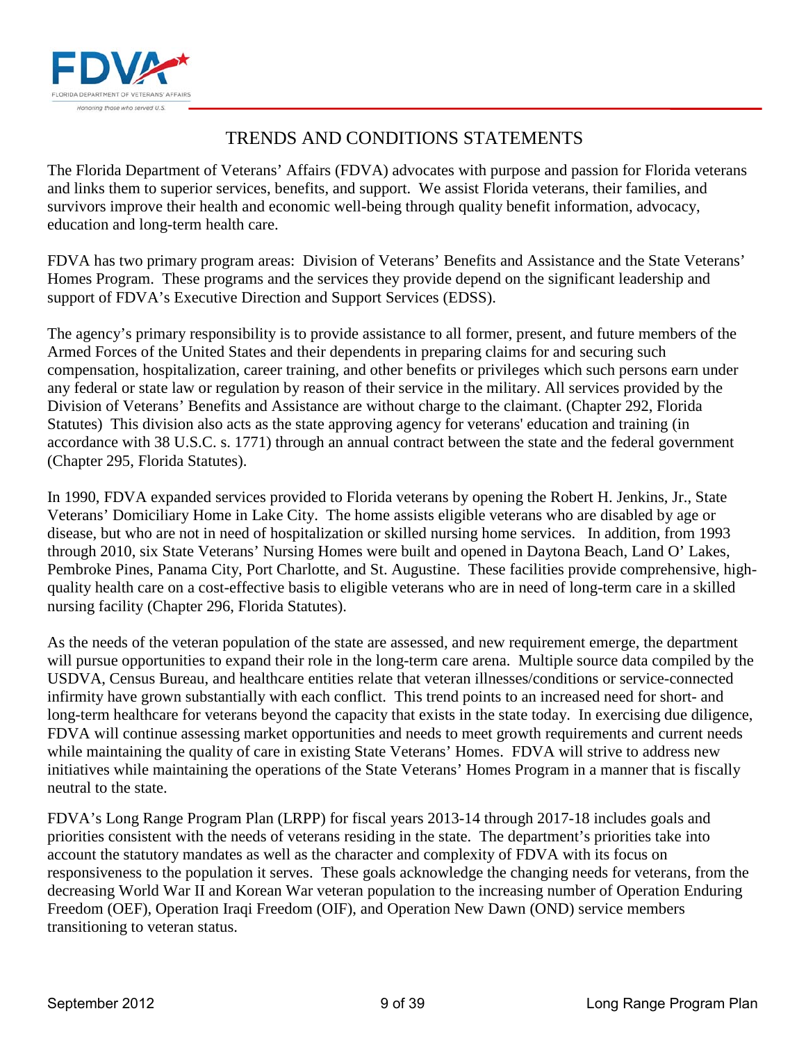# TRENDS AND CONDITIONS STATEMENTS

The Florida Department of Veterans' Affairs (FDVA) advocates with purpose and passion for Florida veterans and links them to superior services, benefits, and support. We assist Florida veterans, their families, and survivors improve their health and economic well-being through quality benefit information, advocacy, education and long-term health care.

FDVA has two primary program areas: Division of Veterans' Benefits and Assistance and the State Veterans' Homes Program. These programs and the services they provide depend on the significant leadership and support of FDVA's Executive Direction and Support Services (EDSS).

The agency's primary responsibility is to provide assistance to all former, present, and future members of the Armed Forces of the United States and their dependents in preparing claims for and securing such compensation, hospitalization, career training, and other benefits or privileges which such persons earn under any federal or state law or regulation by reason of their service in the military. All services provided by the Division of Veterans' Benefits and Assistance are without charge to the claimant. (Chapter 292, Florida Statutes) This division also acts as the state approving agency for veterans' education and training (in accordance with 38 U.S.C. s. 1771) through an annual contract between the state and the federal government (Chapter 295, Florida Statutes).

In 1990, FDVA expanded services provided to Florida veterans by opening the Robert H. Jenkins, Jr., State Veterans' Domiciliary Home in Lake City. The home assists eligible veterans who are disabled by age or disease, but who are not in need of hospitalization or skilled nursing home services. In addition, from 1993 through 2010, six State Veterans' Nursing Homes were built and opened in Daytona Beach, Land O' Lakes, Pembroke Pines, Panama City, Port Charlotte, and St. Augustine. These facilities provide comprehensive, high-quality health care on a cost-effective basis to eligible veterans who are in need of long-term care in a skilled nursing facility (Chapter 296, Florida Statutes).

As the needs of the veteran population of the state are assessed, and new requirement emerge, the department will pursue opportunities to expand their role in the long-term care arena. Multiple source data compiled by the USDVA, Census Bureau, and healthcare entities relate that veteran illnesses/conditions or service-connected infirmity have grown substantially with each conflict. This trend points to an increased need for short- and long-term healthcare for veterans beyond the capacity that exists in the state today. In exercising due diligence, FDVA will continue assessing market opportunities and needs to meet growth requirements and current needs while maintaining the quality of care in existing State Veterans' Homes. FDVA will strive to address new initiatives while maintaining the operations of the State Veterans' Homes Program in a manner that is fiscally neutral to the state.

FDVA's Long Range Program Plan (LRPP) for fiscal years 2013-14 through 2017-18 includes goals and priorities consistent with the needs of veterans residing in the state. The department's priorities take into account the statutory mandates as well as the character and complexity of FDVA with its focus on responsiveness to the population it serves. These goals acknowledge the changing needs for veterans, from the decreasing World War II and Korean War veteran population to the increasing number of Operation Enduring Freedom (OEF), Operation Iraqi Freedom (OIF), and Operation New Dawn (OND) service members transitioning to veteran status.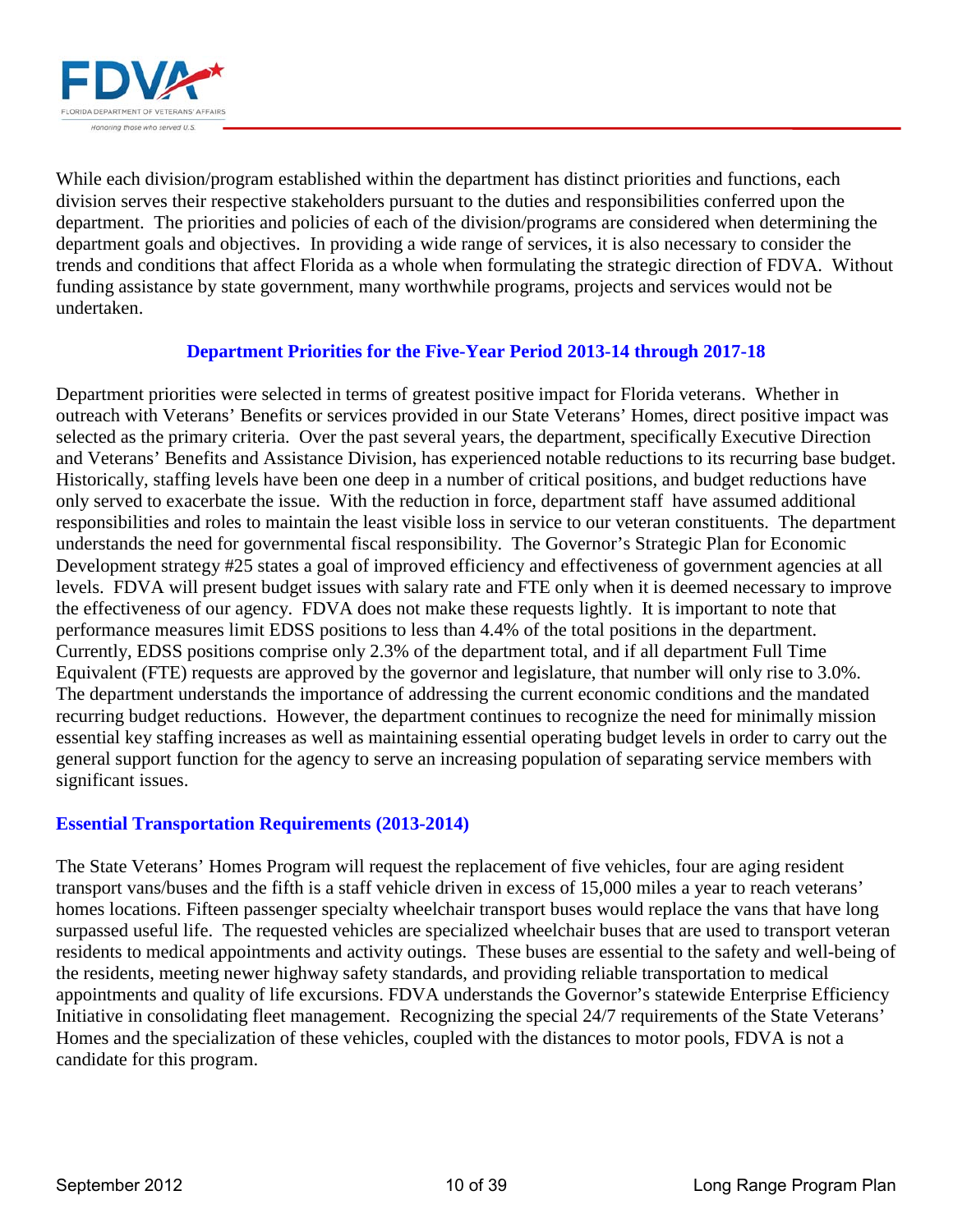While each division/program established within the department has distinct priorities and functions, each division serves their respective stakeholders pursuant to the duties and responsibilities conferred upon the department. The priorities and policies of each of the division/programs are considered when determining the department goals and objectives. In providing a wide range of services, it is also necessary to consider the trends and conditions that affect Florida as a whole when formulating the strategic direction of FDVA. Without funding assistance by state government, many worthwhile programs, projects and services would not be undertaken.

## Department Priorities for the Five-Year Period 2013-14 through 2017-18

Department priorities were selected in terms of greatest positive impact for Florida veterans. Whether in outreach with Veterans' Benefits or services provided in our State Veterans' Homes, direct positive impact was selected as the primary criteria. Over the past several years, the department, specifically Executive Direction and Veterans' Benefits and Assistance Division, has experienced notable reductions to its recurring base budget. Historically, staffing levels have been one deep in a number of critical positions, and budget reductions have only served to exacerbate the issue. With the reduction in force, department staff have assumed additional responsibilities and roles to maintain the least visible loss in service to our veteran constituents. The department understands the need for governmental fiscal responsibility. The Governor's Strategic Plan for Economic Development strategy #25 states a goal of improved efficiency and effectiveness of government agencies at all levels. FDVA will present budget issues with salary rate and FTE only when it is deemed necessary to improve the effectiveness of our agency. FDVA does not make these requests lightly. It is important to note that performance measures limit EDSS positions to less than 4.4% of the total positions in the department. Currently, EDSS positions comprise only 2.3% of the department total, and if all department Full Time Equivalent (FTE) requests are approved by the governor and legislature, that number will only rise to 3.0%. The department understands the importance of addressing the current economic conditions and the mandated recurring budget reductions. However, the department continues to recognize the need for minimally mission essential key staffing increases as well as maintaining essential operating budget levels in order to carry out the general support function for the agency to serve an increasing population of separating service members with significant issues.

### Essential Transportation Requirements (2013-2014)

The State Veterans' Homes Program will request the replacement of five vehicles, four are aging resident transport vans/buses and the fifth is a staff vehicle driven in excess of 15,000 miles a year to reach veterans' homes locations. Fifteen passenger specialty wheelchair transport buses would replace the vans that have long surpassed useful life. The requested vehicles are specialized wheelchair buses that are used to transport veteran residents to medical appointments and activity outings. These buses are essential to the safety and well-being of the residents, meeting newer highway safety standards, and providing reliable transportation to medical appointments and quality of life excursions. FDVA understands the Governor's statewide Enterprise Efficiency Initiative in consolidating fleet management. Recognizing the special 24/7 requirements of the State Veterans' Homes and the specialization of these vehicles, coupled with the distances to motor pools, FDVA is not a candidate for this program.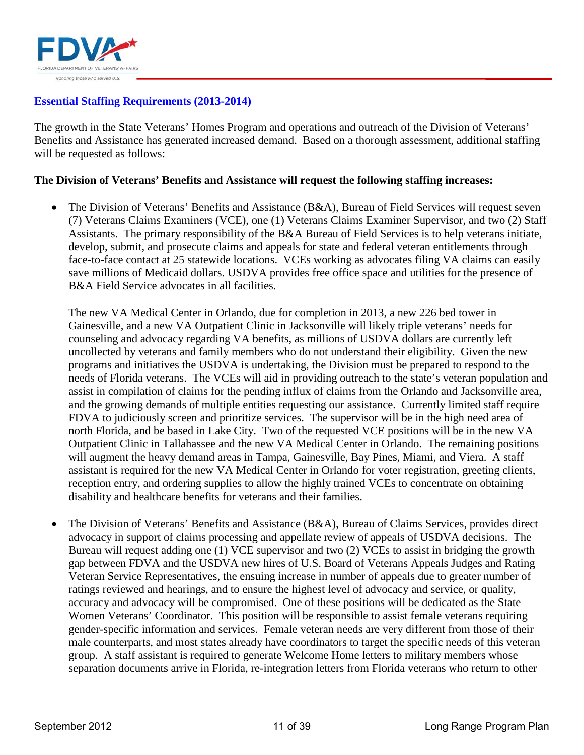## Essential Staffing Requirements (2013-2014)

The growth in the State Veterans' Homes Program and operations and outreach of the Division of Veterans' Benefits and Assistance has generated increased demand. Based on a thorough assessment, additional staffing will be requested as follows:

**The Division of Veterans' Benefits and Assistance will request the following staffing increases:**

- The Division of Veterans' Benefits and Assistance (B&A), Bureau of Field Services will request seven (7) Veterans Claims Examiners (VCE), one (1) Veterans Claims Examiner Supervisor, and two (2) Staff Assistants. The primary responsibility of the B&A Bureau of Field Services is to help veterans initiate, develop, submit, and prosecute claims and appeals for state and federal veteran entitlements through face-to-face contact at 25 statewide locations. VCEs working as advocates filing VA claims can easily save millions of Medicaid dollars. USDVA provides free office space and utilities for the presence of B&A Field Service advocates in all facilities.

  The new VA Medical Center in Orlando, due for completion in 2013, a new 226 bed tower in Gainesville, and a new VA Outpatient Clinic in Jacksonville will likely triple veterans' needs for counseling and advocacy regarding VA benefits, as millions of USDVA dollars are currently left uncollected by veterans and family members who do not understand their eligibility. Given the new programs and initiatives the USDVA is undertaking, the Division must be prepared to respond to the needs of Florida veterans. The VCEs will aid in providing outreach to the state's veteran population and assist in compilation of claims for the pending influx of claims from the Orlando and Jacksonville area, and the growing demands of multiple entities requesting our assistance. Currently limited staff require FDVA to judiciously screen and prioritize services. The supervisor will be in the high need area of north Florida, and be based in Lake City. Two of the requested VCE positions will be in the new VA Outpatient Clinic in Tallahassee and the new VA Medical Center in Orlando. The remaining positions will augment the heavy demand areas in Tampa, Gainesville, Bay Pines, Miami, and Viera. A staff assistant is required for the new VA Medical Center in Orlando for voter registration, greeting clients, reception entry, and ordering supplies to allow the highly trained VCEs to concentrate on obtaining disability and healthcare benefits for veterans and their families.

- The Division of Veterans' Benefits and Assistance (B&A), Bureau of Claims Services, provides direct advocacy in support of claims processing and appellate review of appeals of USDVA decisions. The Bureau will request adding one (1) VCE supervisor and two (2) VCEs to assist in bridging the growth gap between FDVA and the USDVA new hires of U.S. Board of Veterans Appeals Judges and Rating Veteran Service Representatives, the ensuing increase in number of appeals due to greater number of ratings reviewed and hearings, and to ensure the highest level of advocacy and service, or quality, accuracy and advocacy will be compromised. One of these positions will be dedicated as the State Women Veterans' Coordinator. This position will be responsible to assist female veterans requiring gender-specific information and services. Female veteran needs are very different from those of their male counterparts, and most states already have coordinators to target the specific needs of this veteran group. A staff assistant is required to generate Welcome Home letters to military members whose separation documents arrive in Florida, re-integration letters from Florida veterans who return to other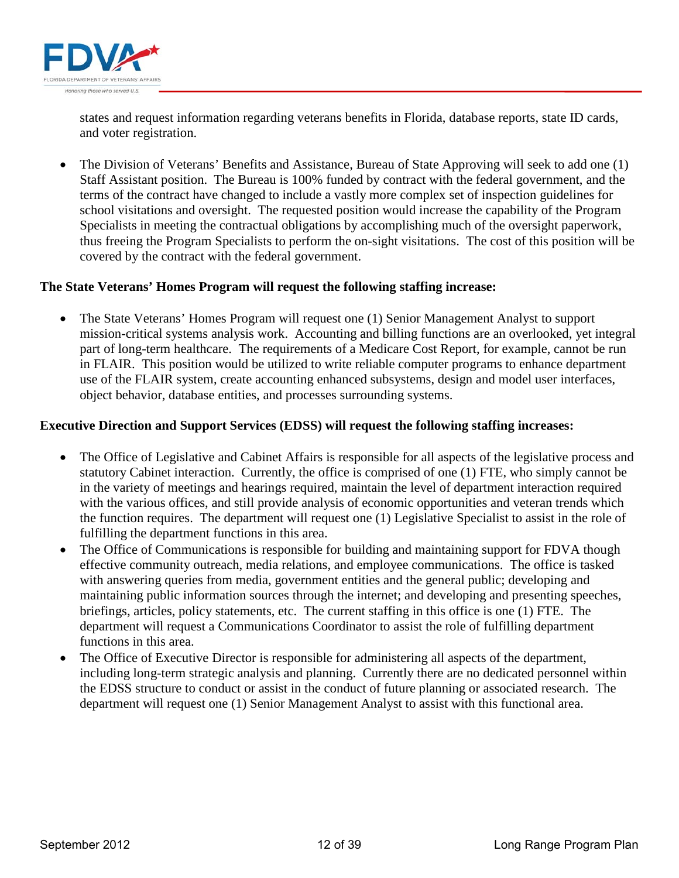states and request information regarding veterans benefits in Florida, database reports, state ID cards, and voter registration.

- The Division of Veterans' Benefits and Assistance, Bureau of State Approving will seek to add one (1) Staff Assistant position. The Bureau is 100% funded by contract with the federal government, and the terms of the contract have changed to include a vastly more complex set of inspection guidelines for school visitations and oversight. The requested position would increase the capability of the Program Specialists in meeting the contractual obligations by accomplishing much of the oversight paperwork, thus freeing the Program Specialists to perform the on-sight visitations. The cost of this position will be covered by the contract with the federal government.

**The State Veterans' Homes Program will request the following staffing increase:**

- The State Veterans' Homes Program will request one (1) Senior Management Analyst to support mission-critical systems analysis work. Accounting and billing functions are an overlooked, yet integral part of long-term healthcare. The requirements of a Medicare Cost Report, for example, cannot be run in FLAIR. This position would be utilized to write reliable computer programs to enhance department use of the FLAIR system, create accounting enhanced subsystems, design and model user interfaces, object behavior, database entities, and processes surrounding systems.

**Executive Direction and Support Services (EDSS) will request the following staffing increases:**

- The Office of Legislative and Cabinet Affairs is responsible for all aspects of the legislative process and statutory Cabinet interaction. Currently, the office is comprised of one (1) FTE, who simply cannot be in the variety of meetings and hearings required, maintain the level of department interaction required with the various offices, and still provide analysis of economic opportunities and veteran trends which the function requires. The department will request one (1) Legislative Specialist to assist in the role of fulfilling the department functions in this area.
- The Office of Communications is responsible for building and maintaining support for FDVA though effective community outreach, media relations, and employee communications. The office is tasked with answering queries from media, government entities and the general public; developing and maintaining public information sources through the internet; and developing and presenting speeches, briefings, articles, policy statements, etc. The current staffing in this office is one (1) FTE. The department will request a Communications Coordinator to assist the role of fulfilling department functions in this area.
- The Office of Executive Director is responsible for administering all aspects of the department, including long-term strategic analysis and planning. Currently there are no dedicated personnel within the EDSS structure to conduct or assist in the conduct of future planning or associated research. The department will request one (1) Senior Management Analyst to assist with this functional area.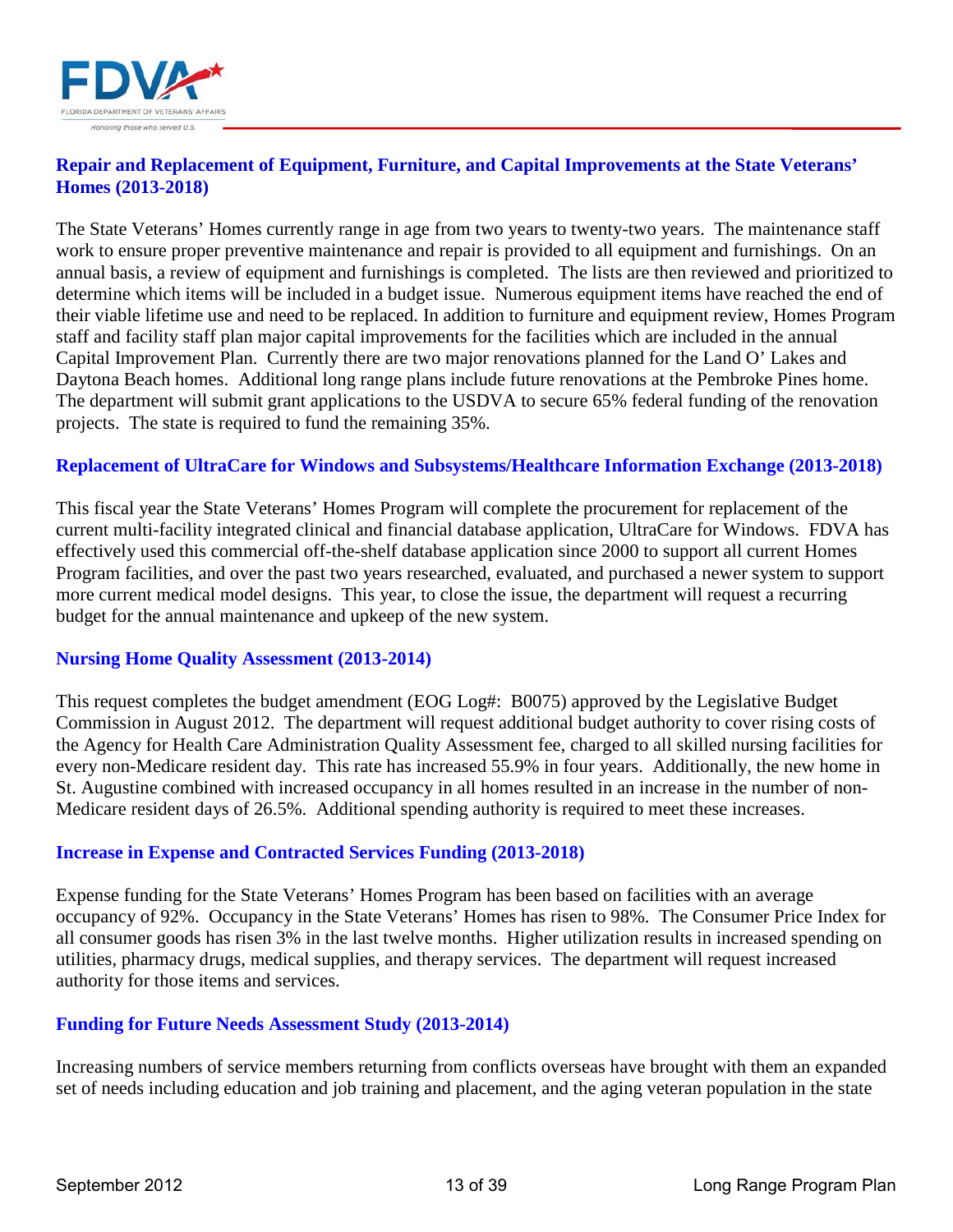### Repair and Replacement of Equipment, Furniture, and Capital Improvements at the State Veterans' Homes (2013-2018)

The State Veterans' Homes currently range in age from two years to twenty-two years. The maintenance staff work to ensure proper preventive maintenance and repair is provided to all equipment and furnishings. On an annual basis, a review of equipment and furnishings is completed. The lists are then reviewed and prioritized to determine which items will be included in a budget issue. Numerous equipment items have reached the end of their viable lifetime use and need to be replaced. In addition to furniture and equipment review, Homes Program staff and facility staff plan major capital improvements for the facilities which are included in the annual Capital Improvement Plan. Currently there are two major renovations planned for the Land O' Lakes and Daytona Beach homes. Additional long range plans include future renovations at the Pembroke Pines home. The department will submit grant applications to the USDVA to secure 65% federal funding of the renovation projects. The state is required to fund the remaining 35%.

### Replacement of UltraCare for Windows and Subsystems/Healthcare Information Exchange (2013-2018)

This fiscal year the State Veterans' Homes Program will complete the procurement for replacement of the current multi-facility integrated clinical and financial database application, UltraCare for Windows. FDVA has effectively used this commercial off-the-shelf database application since 2000 to support all current Homes Program facilities, and over the past two years researched, evaluated, and purchased a newer system to support more current medical model designs. This year, to close the issue, the department will request a recurring budget for the annual maintenance and upkeep of the new system.

### Nursing Home Quality Assessment (2013-2014)

This request completes the budget amendment (EOG Log#: B0075) approved by the Legislative Budget Commission in August 2012. The department will request additional budget authority to cover rising costs of the Agency for Health Care Administration Quality Assessment fee, charged to all skilled nursing facilities for every non-Medicare resident day. This rate has increased 55.9% in four years. Additionally, the new home in St. Augustine combined with increased occupancy in all homes resulted in an increase in the number of non-Medicare resident days of 26.5%. Additional spending authority is required to meet these increases.

### Increase in Expense and Contracted Services Funding (2013-2018)

Expense funding for the State Veterans' Homes Program has been based on facilities with an average occupancy of 92%. Occupancy in the State Veterans' Homes has risen to 98%. The Consumer Price Index for all consumer goods has risen 3% in the last twelve months. Higher utilization results in increased spending on utilities, pharmacy drugs, medical supplies, and therapy services. The department will request increased authority for those items and services.

### Funding for Future Needs Assessment Study (2013-2014)

Increasing numbers of service members returning from conflicts overseas have brought with them an expanded set of needs including education and job training and placement, and the aging veteran population in the state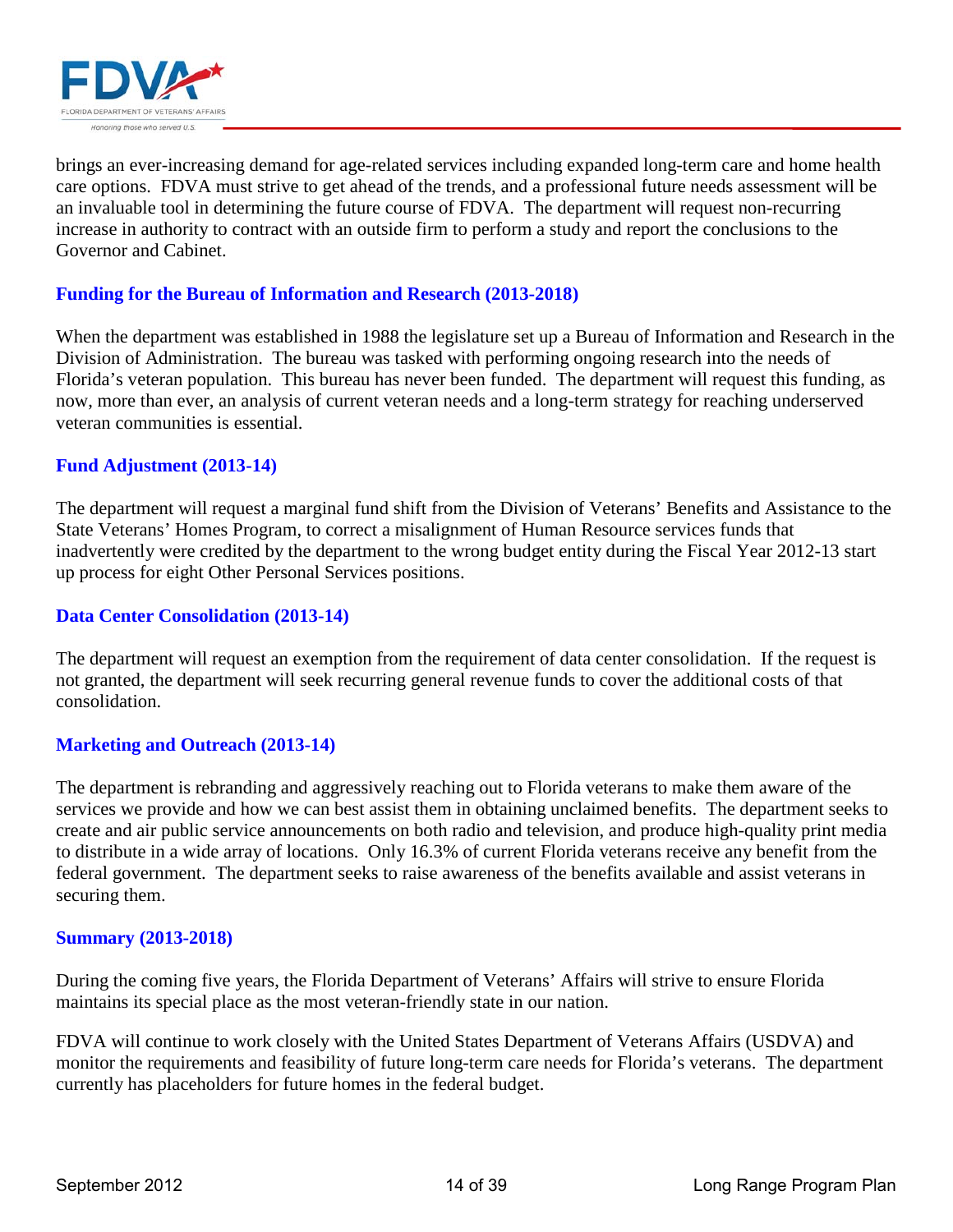brings an ever-increasing demand for age-related services including expanded long-term care and home health care options. FDVA must strive to get ahead of the trends, and a professional future needs assessment will be an invaluable tool in determining the future course of FDVA. The department will request non-recurring increase in authority to contract with an outside firm to perform a study and report the conclusions to the Governor and Cabinet.

### Funding for the Bureau of Information and Research (2013-2018)

When the department was established in 1988 the legislature set up a Bureau of Information and Research in the Division of Administration. The bureau was tasked with performing ongoing research into the needs of Florida's veteran population. This bureau has never been funded. The department will request this funding, as now, more than ever, an analysis of current veteran needs and a long-term strategy for reaching underserved veteran communities is essential.

### Fund Adjustment (2013-14)

The department will request a marginal fund shift from the Division of Veterans' Benefits and Assistance to the State Veterans' Homes Program, to correct a misalignment of Human Resource services funds that inadvertently were credited by the department to the wrong budget entity during the Fiscal Year 2012-13 start up process for eight Other Personal Services positions.

### Data Center Consolidation (2013-14)

The department will request an exemption from the requirement of data center consolidation. If the request is not granted, the department will seek recurring general revenue funds to cover the additional costs of that consolidation.

### Marketing and Outreach (2013-14)

The department is rebranding and aggressively reaching out to Florida veterans to make them aware of the services we provide and how we can best assist them in obtaining unclaimed benefits. The department seeks to create and air public service announcements on both radio and television, and produce high-quality print media to distribute in a wide array of locations. Only 16.3% of current Florida veterans receive any benefit from the federal government. The department seeks to raise awareness of the benefits available and assist veterans in securing them.

### Summary (2013-2018)

During the coming five years, the Florida Department of Veterans' Affairs will strive to ensure Florida maintains its special place as the most veteran-friendly state in our nation.

FDVA will continue to work closely with the United States Department of Veterans Affairs (USDVA) and monitor the requirements and feasibility of future long-term care needs for Florida's veterans. The department currently has placeholders for future homes in the federal budget.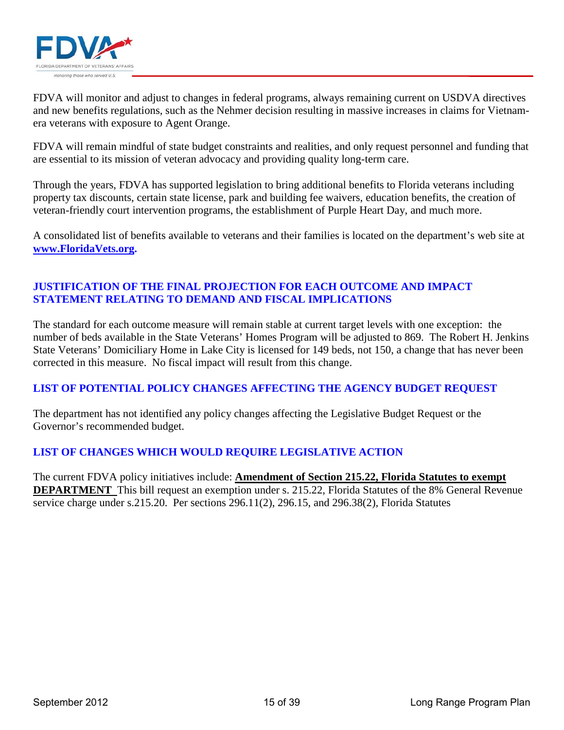FDVA will monitor and adjust to changes in federal programs, always remaining current on USDVA directives and new benefits regulations, such as the Nehmer decision resulting in massive increases in claims for Vietnam-era veterans with exposure to Agent Orange.

FDVA will remain mindful of state budget constraints and realities, and only request personnel and funding that are essential to its mission of veteran advocacy and providing quality long-term care.

Through the years, FDVA has supported legislation to bring additional benefits to Florida veterans including property tax discounts, certain state license, park and building fee waivers, education benefits, the creation of veteran-friendly court intervention programs, the establishment of Purple Heart Day, and much more.

A consolidated list of benefits available to veterans and their families is located on the department's web site at **www.FloridaVets.org.**

## JUSTIFICATION OF THE FINAL PROJECTION FOR EACH OUTCOME AND IMPACT STATEMENT RELATING TO DEMAND AND FISCAL IMPLICATIONS

The standard for each outcome measure will remain stable at current target levels with one exception: the number of beds available in the State Veterans' Homes Program will be adjusted to 869. The Robert H. Jenkins State Veterans' Domiciliary Home in Lake City is licensed for 149 beds, not 150, a change that has never been corrected in this measure. No fiscal impact will result from this change.

## LIST OF POTENTIAL POLICY CHANGES AFFECTING THE AGENCY BUDGET REQUEST

The department has not identified any policy changes affecting the Legislative Budget Request or the Governor's recommended budget.

## LIST OF CHANGES WHICH WOULD REQUIRE LEGISLATIVE ACTION

The current FDVA policy initiatives include: **Amendment of Section 215.22, Florida Statutes to exempt DEPARTMENT** This bill request an exemption under s. 215.22, Florida Statutes of the 8% General Revenue service charge under s.215.20. Per sections 296.11(2), 296.15, and 296.38(2), Florida Statutes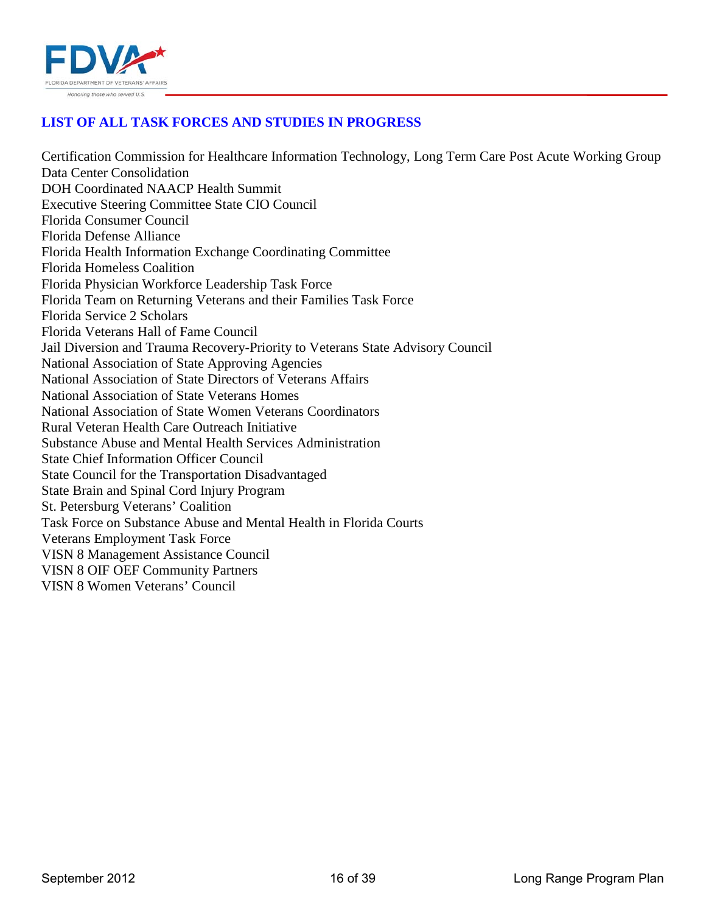## LIST OF ALL TASK FORCES AND STUDIES IN PROGRESS

Certification Commission for Healthcare Information Technology, Long Term Care Post Acute Working Group
Data Center Consolidation
DOH Coordinated NAACP Health Summit
Executive Steering Committee State CIO Council
Florida Consumer Council
Florida Defense Alliance
Florida Health Information Exchange Coordinating Committee
Florida Homeless Coalition
Florida Physician Workforce Leadership Task Force
Florida Team on Returning Veterans and their Families Task Force
Florida Service 2 Scholars
Florida Veterans Hall of Fame Council
Jail Diversion and Trauma Recovery-Priority to Veterans State Advisory Council
National Association of State Approving Agencies
National Association of State Directors of Veterans Affairs
National Association of State Veterans Homes
National Association of State Women Veterans Coordinators
Rural Veteran Health Care Outreach Initiative
Substance Abuse and Mental Health Services Administration
State Chief Information Officer Council
State Council for the Transportation Disadvantaged
State Brain and Spinal Cord Injury Program
St. Petersburg Veterans' Coalition
Task Force on Substance Abuse and Mental Health in Florida Courts
Veterans Employment Task Force
VISN 8 Management Assistance Council
VISN 8 OIF OEF Community Partners
VISN 8 Women Veterans' Council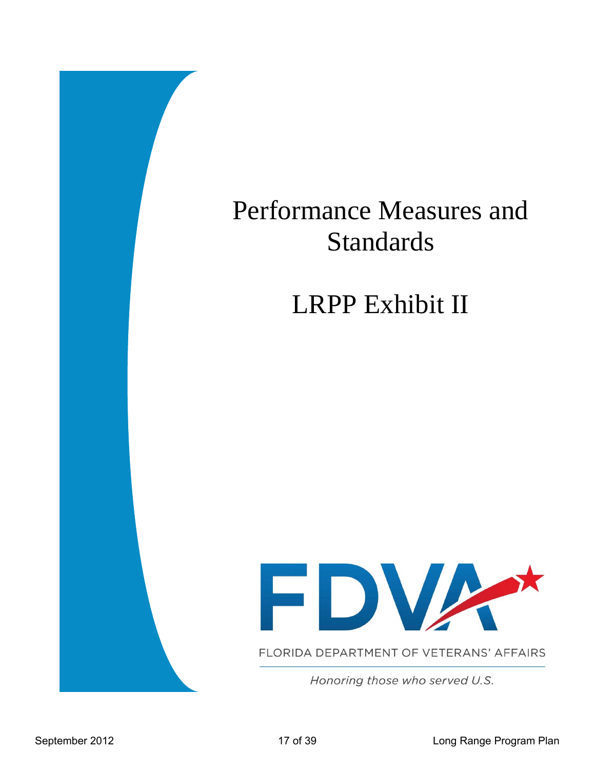# Performance Measures and Standards

# LRPP Exhibit II

FLORIDA DEPARTMENT OF VETERANS' AFFAIRS

*Honoring those who served U.S.*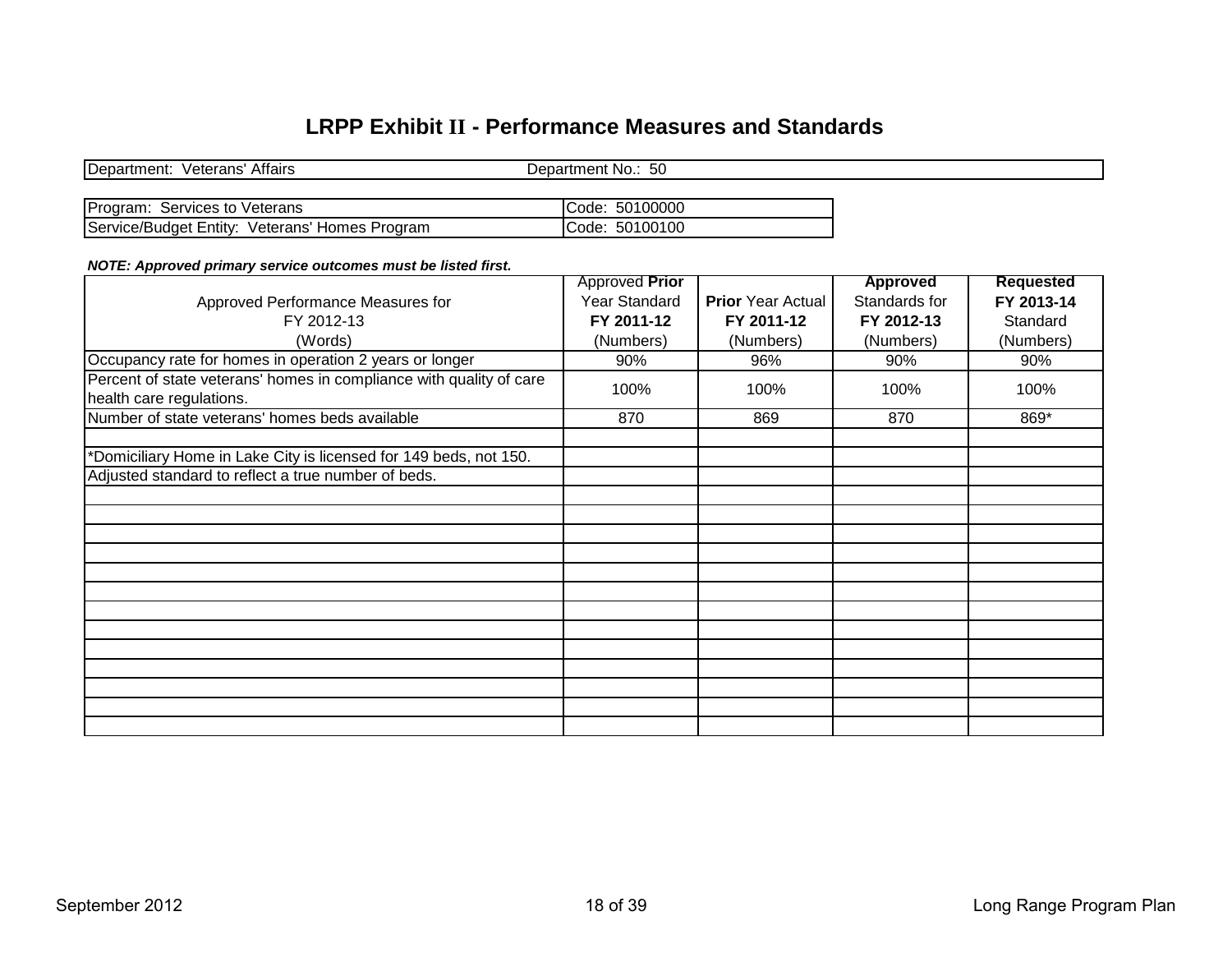# LRPP Exhibit II - Performance Measures and Standards

| | |
|---|---|
| Department: Veterans' Affairs | Department No.: 50 |

| | |
|---|---|
| Program: Services to Veterans | Code: 50100000 |
| Service/Budget Entity: Veterans' Homes Program | Code: 50100100 |

***NOTE: Approved primary service outcomes must be listed first.***

| Approved Performance Measures for FY 2012-13 (Words) | Approved **Prior** Year Standard **FY 2011-12** (Numbers) | **Prior** Year Actual **FY 2011-12** (Numbers) | **Approved** Standards for **FY 2012-13** (Numbers) | **Requested FY 2013-14** Standard (Numbers) |
|---|---|---|---|---|
| Occupancy rate for homes in operation 2 years or longer | 90% | 96% | 90% | 90% |
| Percent of state veterans' homes in compliance with quality of care health care regulations. | 100% | 100% | 100% | 100% |
| Number of state veterans' homes beds available | 870 | 869 | 870 | 869* |
| | | | | |
| *Domiciliary Home in Lake City is licensed for 149 beds, not 150. | | | | |
| Adjusted standard to reflect a true number of beds. | | | | |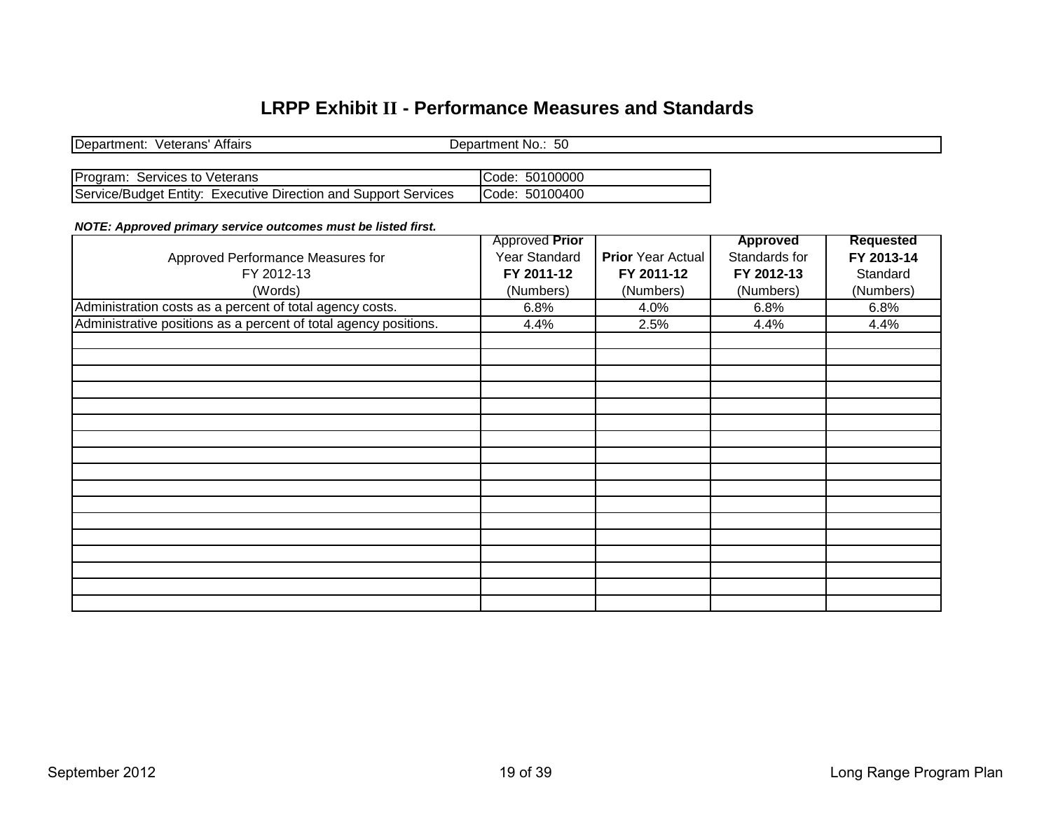# LRPP Exhibit II - Performance Measures and Standards

| | |
|---|---|
| Department: Veterans' Affairs | Department No.: 50 |

| | |
|---|---|
| Program: Services to Veterans | Code: 50100000 |
| Service/Budget Entity: Executive Direction and Support Services | Code: 50100400 |

***NOTE: Approved primary service outcomes must be listed first.***

| Approved Performance Measures for FY 2012-13 (Words) | Approved **Prior** Year Standard **FY 2011-12** (Numbers) | **Prior** Year Actual **FY 2011-12** (Numbers) | **Approved** Standards for **FY 2012-13** (Numbers) | **Requested FY 2013-14** Standard (Numbers) |
|---|---|---|---|---|
| Administration costs as a percent of total agency costs. | 6.8% | 4.0% | 6.8% | 6.8% |
| Administrative positions as a percent of total agency positions. | 4.4% | 2.5% | 4.4% | 4.4% |
| | | | | |
| | | | | |
| | | | | |
| | | | | |
| | | | | |
| | | | | |
| | | | | |
| | | | | |
| | | | | |
| | | | | |
| | | | | |
| | | | | |
| | | | | |
| | | | | |
| | | | | |
| | | | | |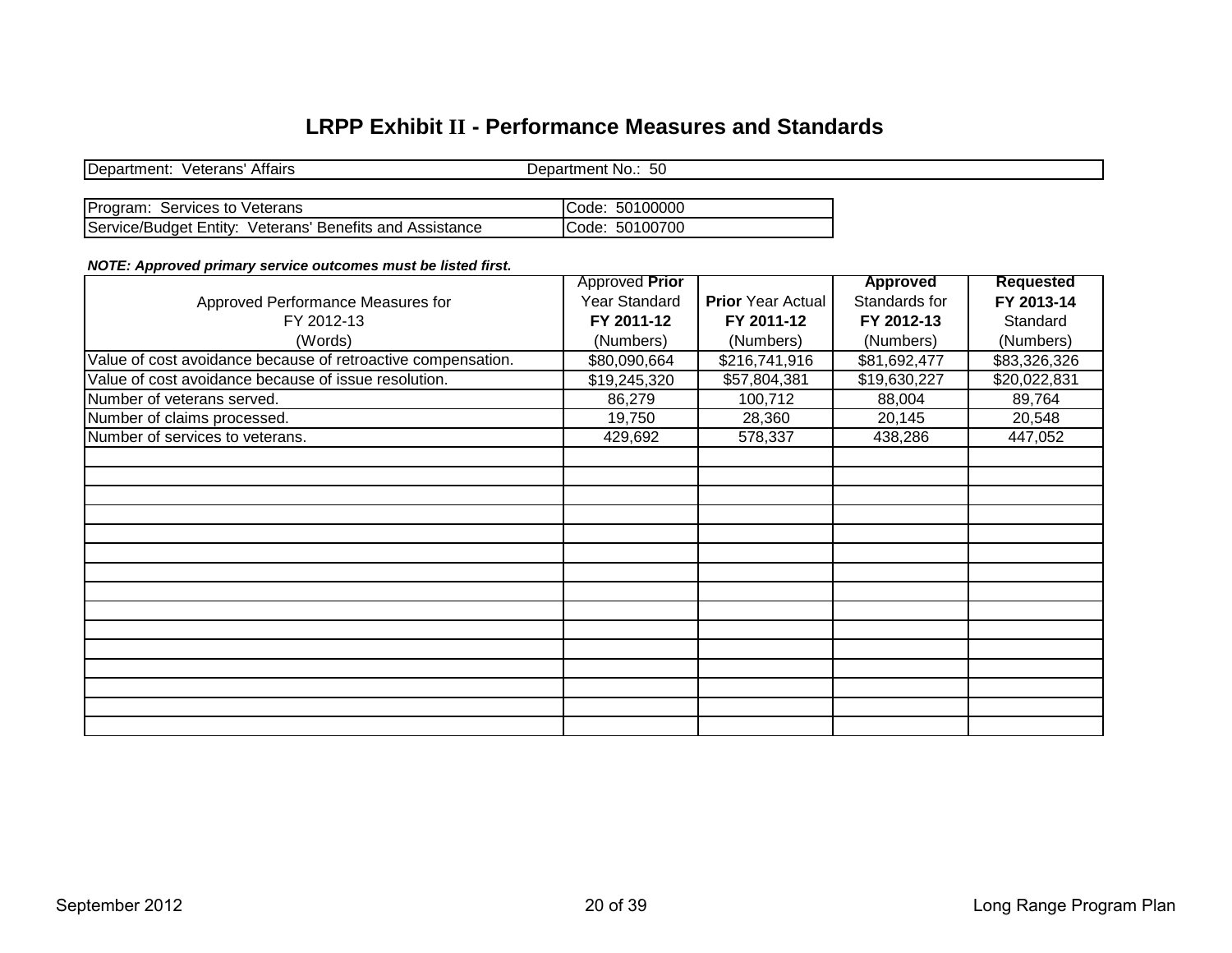# LRPP Exhibit II - Performance Measures and Standards

| | |
|---|---|
| Department: Veterans' Affairs | Department No.: 50 |

| | |
|---|---|
| Program: Services to Veterans | Code: 50100000 |
| Service/Budget Entity: Veterans' Benefits and Assistance | Code: 50100700 |

***NOTE: Approved primary service outcomes must be listed first.***

| Approved Performance Measures for FY 2012-13 (Words) | Approved **Prior** Year Standard **FY 2011-12** (Numbers) | **Prior** Year Actual **FY 2011-12** (Numbers) | **Approved** Standards for **FY 2012-13** (Numbers) | **Requested FY 2013-14** Standard (Numbers) |
|---|---|---|---|---|
| Value of cost avoidance because of retroactive compensation. | $80,090,664 | $216,741,916 | $81,692,477 | $83,326,326 |
| Value of cost avoidance because of issue resolution. | $19,245,320 | $57,804,381 | $19,630,227 | $20,022,831 |
| Number of veterans served. | 86,279 | 100,712 | 88,004 | 89,764 |
| Number of claims processed. | 19,750 | 28,360 | 20,145 | 20,548 |
| Number of services to veterans. | 429,692 | 578,337 | 438,286 | 447,052 |
| | | | | |
| | | | | |
| | | | | |
| | | | | |
| | | | | |
| | | | | |
| | | | | |
| | | | | |
| | | | | |
| | | | | |
| | | | | |
| | | | | |
| | | | | |
| | | | | |
| | | | | |

September 2012 Long Range Program Plan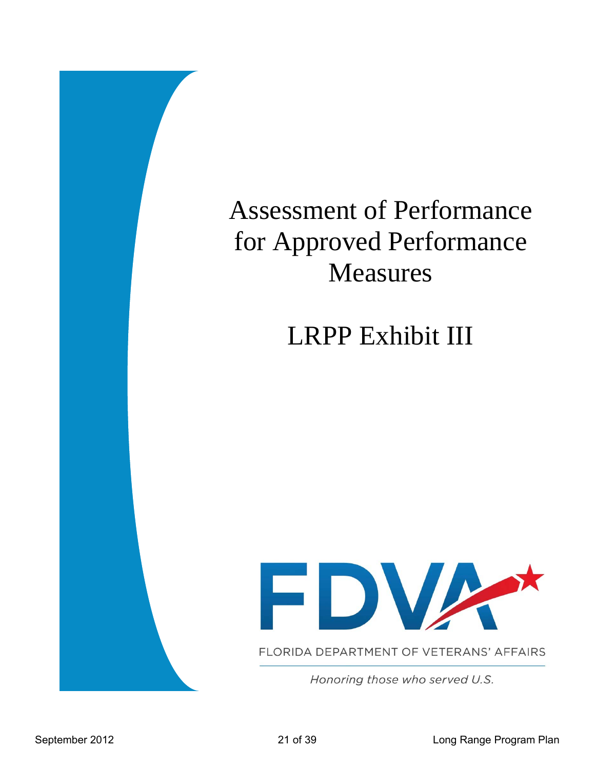# Assessment of Performance for Approved Performance Measures

# LRPP Exhibit III

FDVA

FLORIDA DEPARTMENT OF VETERANS' AFFAIRS

*Honoring those who served U.S.*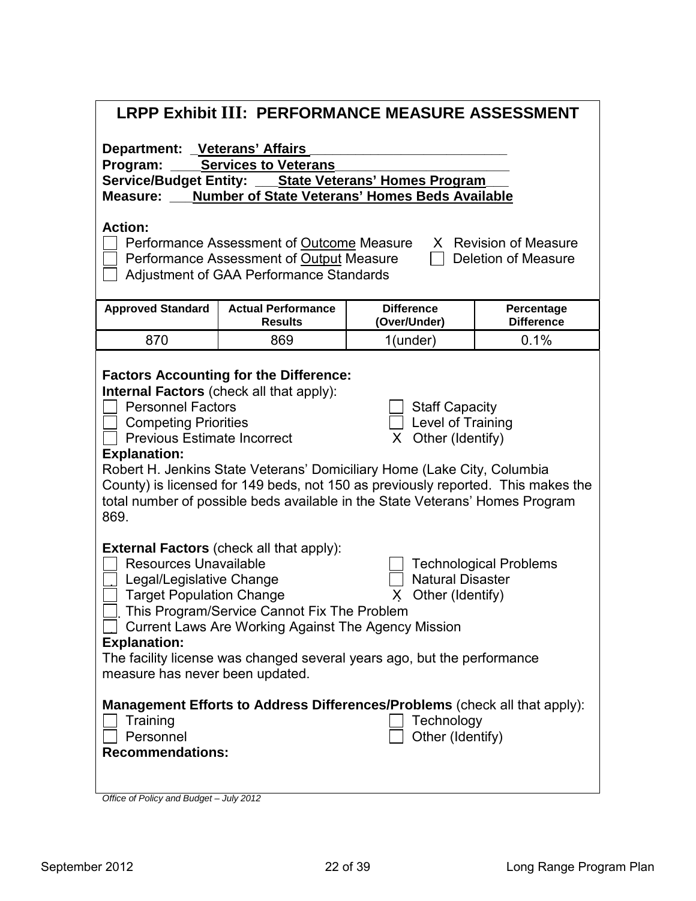# LRPP Exhibit III: PERFORMANCE MEASURE ASSESSMENT

**Department:** **Veterans' Affairs**
**Program:** **Services to Veterans**
**Service/Budget Entity:** **State Veterans' Homes Program**
**Measure:** **Number of State Veterans' Homes Beds Available**

**Action:**

- [ ] Performance Assessment of Outcome Measure
- [ ] Performance Assessment of Output Measure
- [ ] Adjustment of GAA Performance Standards
- X Revision of Measure
- [ ] Deletion of Measure

| Approved Standard | Actual Performance Results | Difference (Over/Under) | Percentage Difference |
|---|---|---|---|
| 870 | 869 | 1(under) | 0.1% |

**Factors Accounting for the Difference:**

**Internal Factors** (check all that apply):

- [ ] Personnel Factors
- [ ] Competing Priorities
- [ ] Previous Estimate Incorrect
- [ ] Staff Capacity
- [ ] Level of Training
- X Other (Identify)

**Explanation:**

Robert H. Jenkins State Veterans' Domiciliary Home (Lake City, Columbia County) is licensed for 149 beds, not 150 as previously reported. This makes the total number of possible beds available in the State Veterans' Homes Program 869.

**External Factors** (check all that apply):

- [ ] Resources Unavailable
- [ ] Legal/Legislative Change
- [ ] Target Population Change
- [ ] This Program/Service Cannot Fix The Problem
- [ ] Current Laws Are Working Against The Agency Mission
- [ ] Technological Problems
- [ ] Natural Disaster
- X Other (Identify)

**Explanation:**

The facility license was changed several years ago, but the performance measure has never been updated.

**Management Efforts to Address Differences/Problems** (check all that apply):

- [ ] Training
- [ ] Personnel
- [ ] Technology
- [ ] Other (Identify)

**Recommendations:**

*Office of Policy and Budget – July 2012*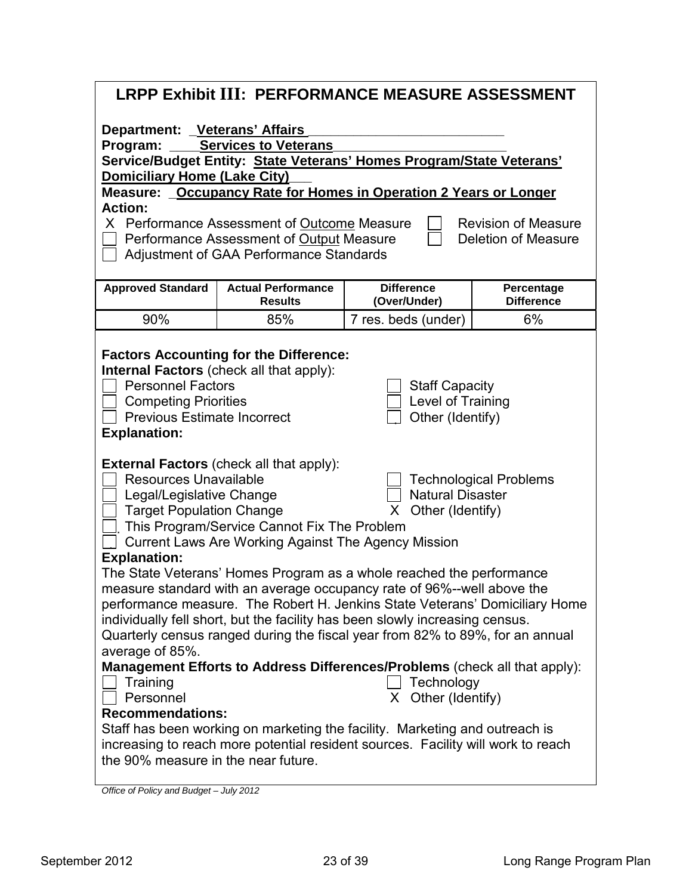## LRPP Exhibit III: PERFORMANCE MEASURE ASSESSMENT

**Department:** **Veterans' Affairs**
**Program:** **Services to Veterans**
**Service/Budget Entity:** **State Veterans' Homes Program/State Veterans' Domiciliary Home (Lake City)**
**Measure:** **Occupancy Rate for Homes in Operation 2 Years or Longer**
**Action:**

- X Performance Assessment of Outcome Measure
- ☐ Revision of Measure
- ☐ Performance Assessment of Output Measure
- ☐ Deletion of Measure
- ☐ Adjustment of GAA Performance Standards

| Approved Standard | Actual Performance Results | Difference (Over/Under) | Percentage Difference |
|---|---|---|---|
| 90% | 85% | 7 res. beds (under) | 6% |

**Factors Accounting for the Difference:**
**Internal Factors** (check all that apply):

- ☐ Personnel Factors
- ☐ Staff Capacity
- ☐ Competing Priorities
- ☐ Level of Training
- ☐ Previous Estimate Incorrect
- ☐ Other (Identify)

**Explanation:**

**External Factors** (check all that apply):

- ☐ Resources Unavailable
- ☐ Technological Problems
- ☐ Legal/Legislative Change
- ☐ Natural Disaster
- ☐ Target Population Change
- X Other (Identify)
- ☐ This Program/Service Cannot Fix The Problem
- ☐ Current Laws Are Working Against The Agency Mission

**Explanation:**
The State Veterans' Homes Program as a whole reached the performance measure standard with an average occupancy rate of 96%--well above the performance measure. The Robert H. Jenkins State Veterans' Domiciliary Home individually fell short, but the facility has been slowly increasing census. Quarterly census ranged during the fiscal year from 82% to 89%, for an annual average of 85%.

**Management Efforts to Address Differences/Problems** (check all that apply):

- ☐ Training
- ☐ Technology
- ☐ Personnel
- X Other (Identify)

**Recommendations:**
Staff has been working on marketing the facility. Marketing and outreach is increasing to reach more potential resident sources. Facility will work to reach the 90% measure in the near future.

*Office of Policy and Budget – July 2012*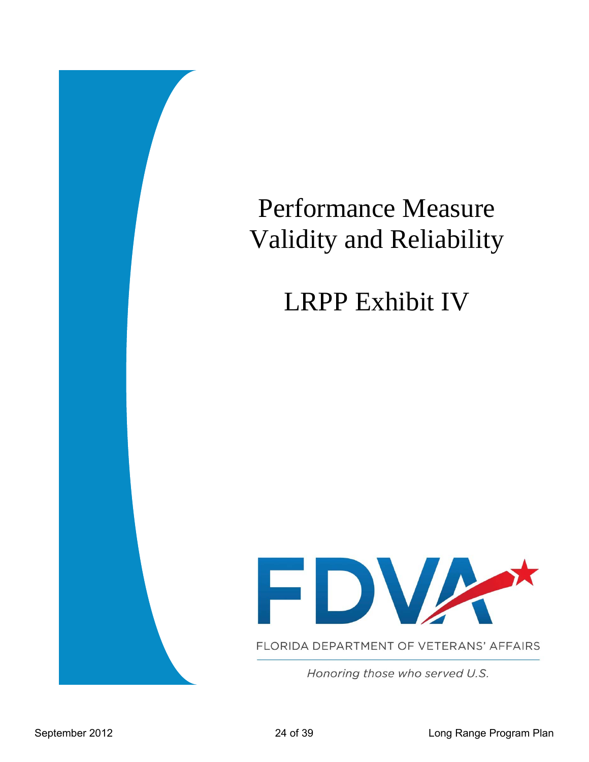# Performance Measure Validity and Reliability

# LRPP Exhibit IV

FLORIDA DEPARTMENT OF VETERANS' AFFAIRS

*Honoring those who served U.S.*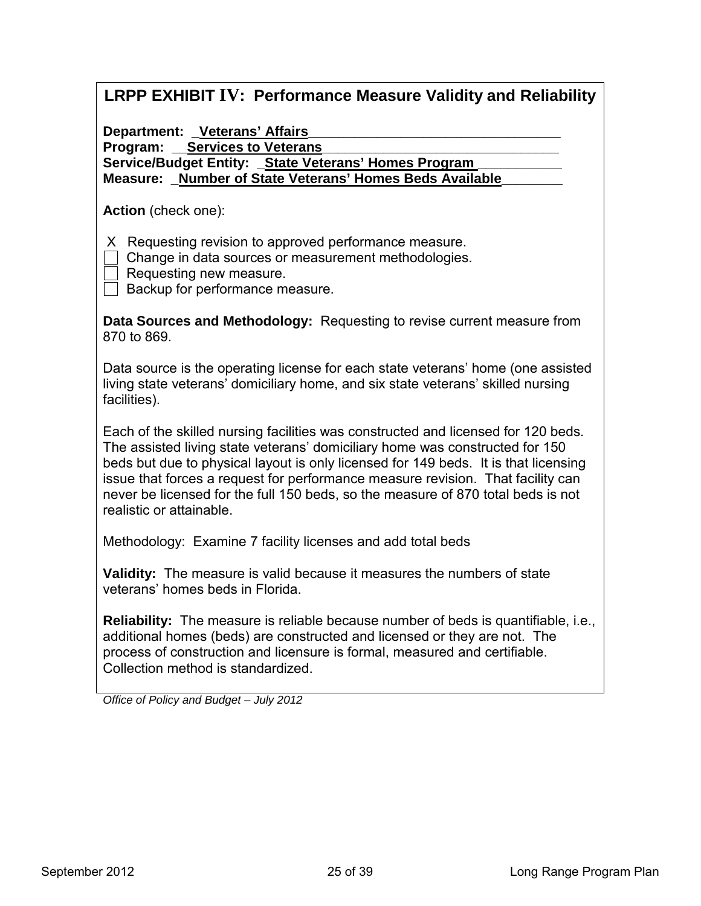## LRPP EXHIBIT IV: Performance Measure Validity and Reliability

**Department:** **Veterans' Affairs**
**Program:** **Services to Veterans**
**Service/Budget Entity:** **State Veterans' Homes Program**
**Measure:** **Number of State Veterans' Homes Beds Available**

**Action** (check one):

- X Requesting revision to approved performance measure.
- ☐ Change in data sources or measurement methodologies.
- ☐ Requesting new measure.
- ☐ Backup for performance measure.

**Data Sources and Methodology:** Requesting to revise current measure from 870 to 869.

Data source is the operating license for each state veterans' home (one assisted living state veterans' domiciliary home, and six state veterans' skilled nursing facilities).

Each of the skilled nursing facilities was constructed and licensed for 120 beds. The assisted living state veterans' domiciliary home was constructed for 150 beds but due to physical layout is only licensed for 149 beds. It is that licensing issue that forces a request for performance measure revision. That facility can never be licensed for the full 150 beds, so the measure of 870 total beds is not realistic or attainable.

Methodology: Examine 7 facility licenses and add total beds

**Validity:** The measure is valid because it measures the numbers of state veterans' homes beds in Florida.

**Reliability:** The measure is reliable because number of beds is quantifiable, i.e., additional homes (beds) are constructed and licensed or they are not. The process of construction and licensure is formal, measured and certifiable. Collection method is standardized.

*Office of Policy and Budget – July 2012*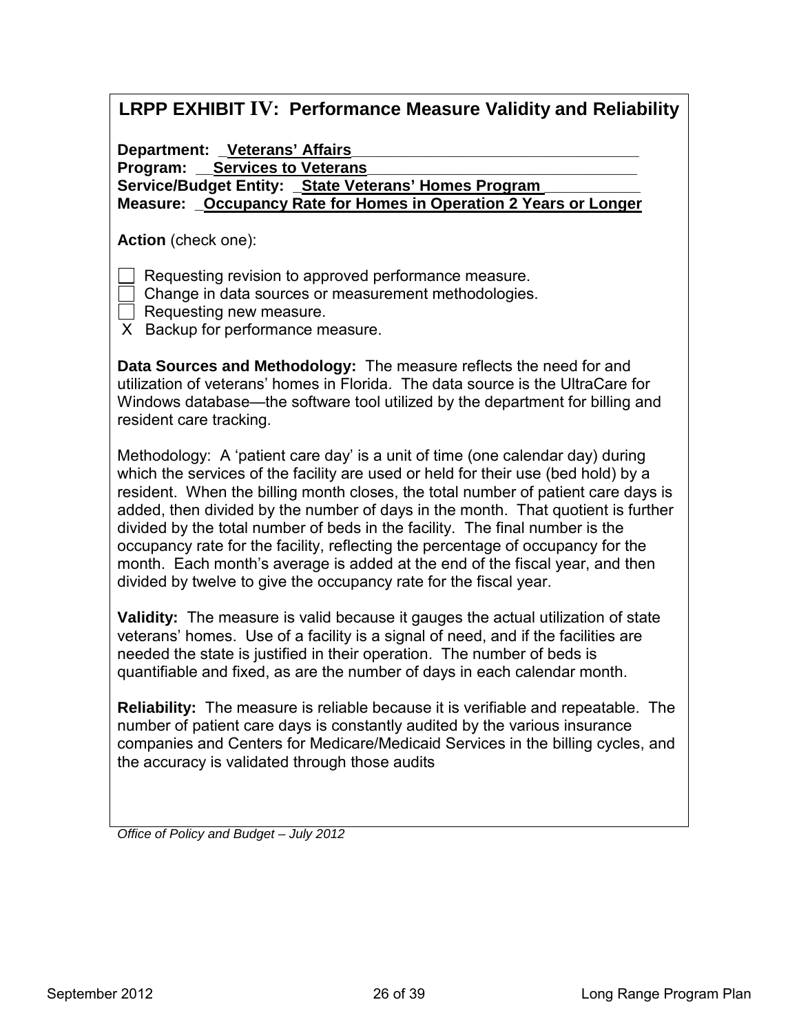# LRPP EXHIBIT IV: Performance Measure Validity and Reliability

**Department:** **Veterans' Affairs**
**Program:** **Services to Veterans**
**Service/Budget Entity:** **State Veterans' Homes Program**
**Measure:** **Occupancy Rate for Homes in Operation 2 Years or Longer**

**Action** (check one):

- [ ] Requesting revision to approved performance measure.
- [ ] Change in data sources or measurement methodologies.
- [ ] Requesting new measure.
- [x] Backup for performance measure.

**Data Sources and Methodology:** The measure reflects the need for and utilization of veterans' homes in Florida. The data source is the UltraCare for Windows database—the software tool utilized by the department for billing and resident care tracking.

Methodology: A 'patient care day' is a unit of time (one calendar day) during which the services of the facility are used or held for their use (bed hold) by a resident. When the billing month closes, the total number of patient care days is added, then divided by the number of days in the month. That quotient is further divided by the total number of beds in the facility. The final number is the occupancy rate for the facility, reflecting the percentage of occupancy for the month. Each month's average is added at the end of the fiscal year, and then divided by twelve to give the occupancy rate for the fiscal year.

**Validity:** The measure is valid because it gauges the actual utilization of state veterans' homes. Use of a facility is a signal of need, and if the facilities are needed the state is justified in their operation. The number of beds is quantifiable and fixed, as are the number of days in each calendar month.

**Reliability:** The measure is reliable because it is verifiable and repeatable. The number of patient care days is constantly audited by the various insurance companies and Centers for Medicare/Medicaid Services in the billing cycles, and the accuracy is validated through those audits

*Office of Policy and Budget – July 2012*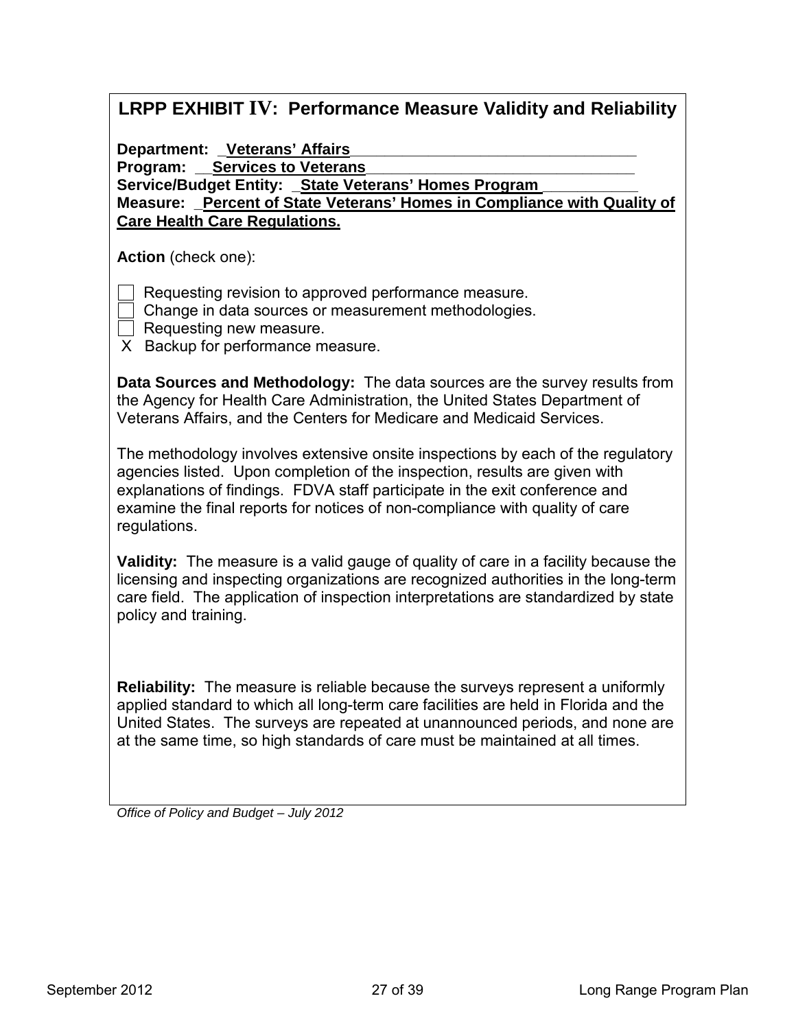## LRPP EXHIBIT IV: Performance Measure Validity and Reliability

**Department:** **Veterans' Affairs**
**Program:** **Services to Veterans**
**Service/Budget Entity:** **State Veterans' Homes Program**
**Measure:** **Percent of State Veterans' Homes in Compliance with Quality of Care Health Care Regulations.**

**Action** (check one):

- [ ] Requesting revision to approved performance measure.
- [ ] Change in data sources or measurement methodologies.
- [ ] Requesting new measure.
- [x] Backup for performance measure.

**Data Sources and Methodology:** The data sources are the survey results from the Agency for Health Care Administration, the United States Department of Veterans Affairs, and the Centers for Medicare and Medicaid Services.

The methodology involves extensive onsite inspections by each of the regulatory agencies listed. Upon completion of the inspection, results are given with explanations of findings. FDVA staff participate in the exit conference and examine the final reports for notices of non-compliance with quality of care regulations.

**Validity:** The measure is a valid gauge of quality of care in a facility because the licensing and inspecting organizations are recognized authorities in the long-term care field. The application of inspection interpretations are standardized by state policy and training.

**Reliability:** The measure is reliable because the surveys represent a uniformly applied standard to which all long-term care facilities are held in Florida and the United States. The surveys are repeated at unannounced periods, and none are at the same time, so high standards of care must be maintained at all times.

*Office of Policy and Budget – July 2012*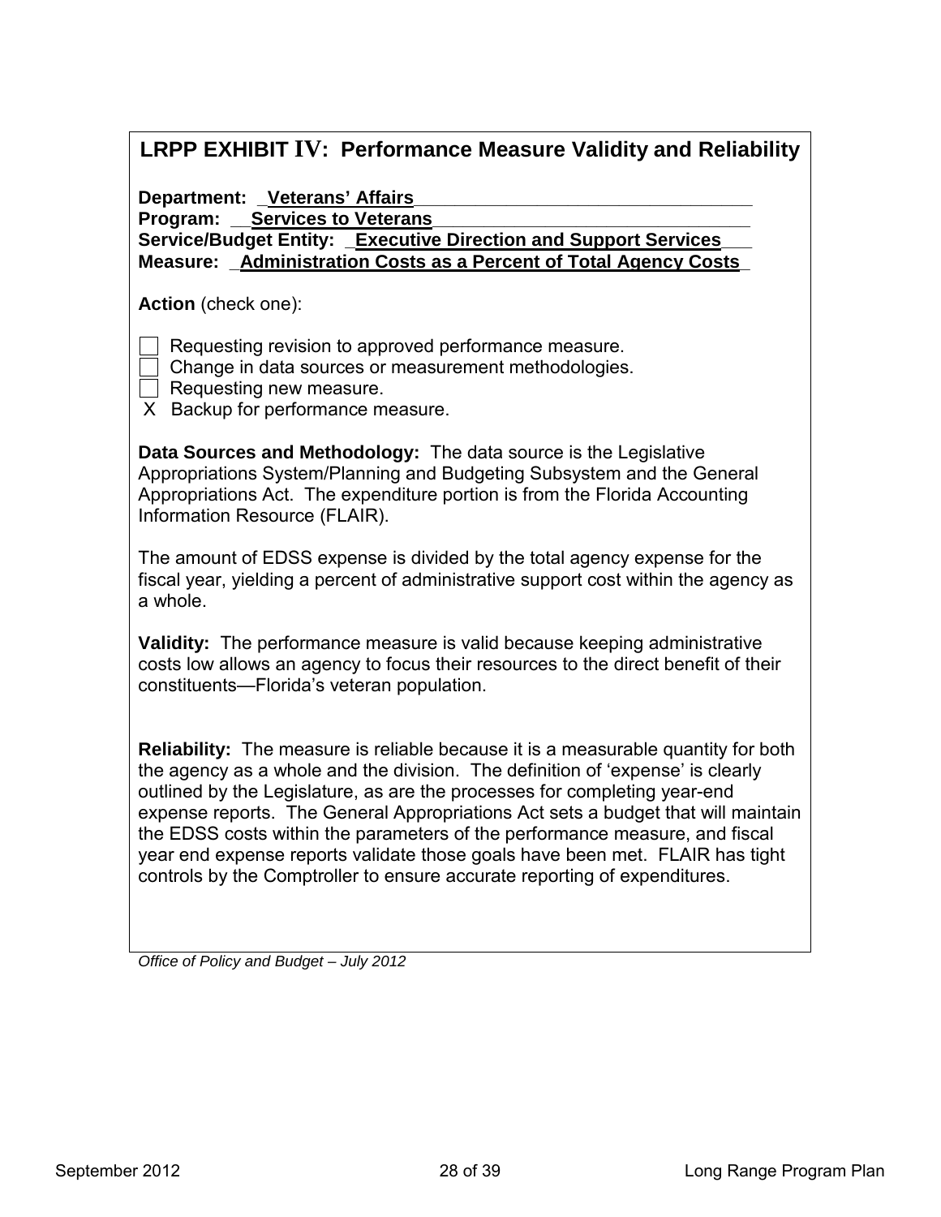## LRPP EXHIBIT IV: Performance Measure Validity and Reliability

**Department:** **Veterans' Affairs**
**Program:** **Services to Veterans**
**Service/Budget Entity:** **Executive Direction and Support Services**
**Measure:** **Administration Costs as a Percent of Total Agency Costs**

**Action** (check one):

- [ ] Requesting revision to approved performance measure.
- [ ] Change in data sources or measurement methodologies.
- [ ] Requesting new measure.
- [x] Backup for performance measure.

**Data Sources and Methodology:** The data source is the Legislative Appropriations System/Planning and Budgeting Subsystem and the General Appropriations Act. The expenditure portion is from the Florida Accounting Information Resource (FLAIR).

The amount of EDSS expense is divided by the total agency expense for the fiscal year, yielding a percent of administrative support cost within the agency as a whole.

**Validity:** The performance measure is valid because keeping administrative costs low allows an agency to focus their resources to the direct benefit of their constituents—Florida's veteran population.

**Reliability:** The measure is reliable because it is a measurable quantity for both the agency as a whole and the division. The definition of 'expense' is clearly outlined by the Legislature, as are the processes for completing year-end expense reports. The General Appropriations Act sets a budget that will maintain the EDSS costs within the parameters of the performance measure, and fiscal year end expense reports validate those goals have been met. FLAIR has tight controls by the Comptroller to ensure accurate reporting of expenditures.

*Office of Policy and Budget – July 2012*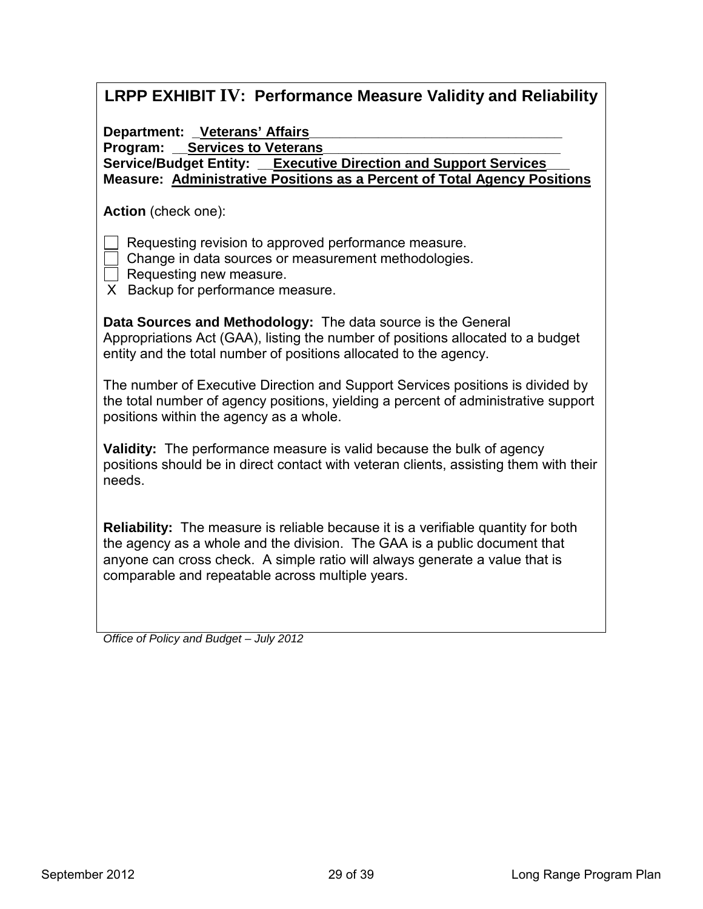## LRPP EXHIBIT IV: Performance Measure Validity and Reliability

**Department:** _**Veterans' Affairs**_

**Program:** _**Services to Veterans**_

**Service/Budget Entity:** _**Executive Direction and Support Services**_

**Measure:** **Administrative Positions as a Percent of Total Agency Positions**

**Action** (check one):

- [ ] Requesting revision to approved performance measure.
- [ ] Change in data sources or measurement methodologies.
- [ ] Requesting new measure.
- [x] Backup for performance measure.

**Data Sources and Methodology:** The data source is the General Appropriations Act (GAA), listing the number of positions allocated to a budget entity and the total number of positions allocated to the agency.

The number of Executive Direction and Support Services positions is divided by the total number of agency positions, yielding a percent of administrative support positions within the agency as a whole.

**Validity:** The performance measure is valid because the bulk of agency positions should be in direct contact with veteran clients, assisting them with their needs.

**Reliability:** The measure is reliable because it is a verifiable quantity for both the agency as a whole and the division. The GAA is a public document that anyone can cross check. A simple ratio will always generate a value that is comparable and repeatable across multiple years.

*Office of Policy and Budget – July 2012*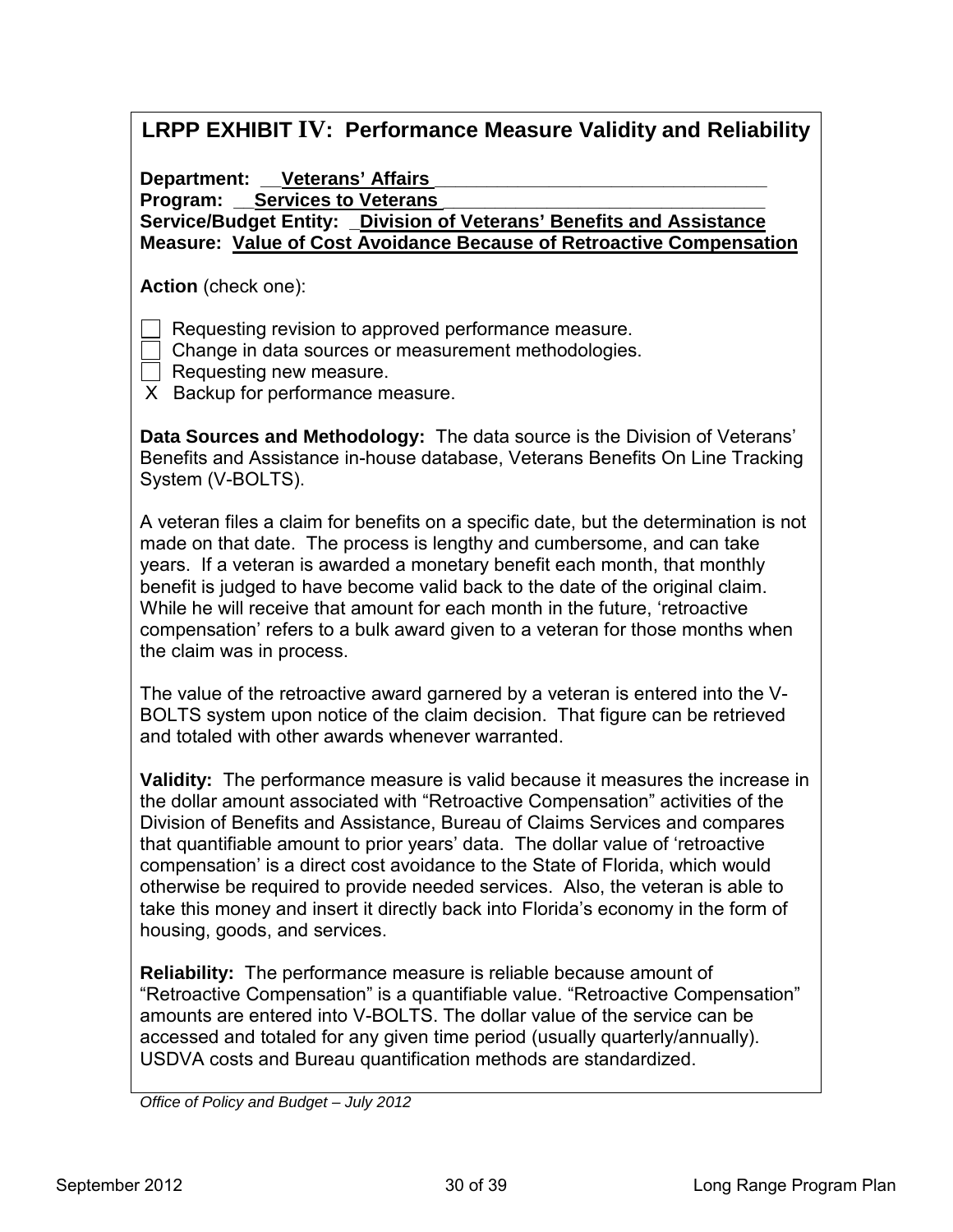## LRPP EXHIBIT IV: Performance Measure Validity and Reliability

**Department:** __**Veterans' Affairs**

**Program:** __**Services to Veterans**

**Service/Budget Entity:** _**Division of Veterans' Benefits and Assistance**

**Measure:** **Value of Cost Avoidance Because of Retroactive Compensation**

**Action** (check one):

- [ ] Requesting revision to approved performance measure.
- [ ] Change in data sources or measurement methodologies.
- [ ] Requesting new measure.
- [x] Backup for performance measure.

**Data Sources and Methodology:** The data source is the Division of Veterans' Benefits and Assistance in-house database, Veterans Benefits On Line Tracking System (V-BOLTS).

A veteran files a claim for benefits on a specific date, but the determination is not made on that date. The process is lengthy and cumbersome, and can take years. If a veteran is awarded a monetary benefit each month, that monthly benefit is judged to have become valid back to the date of the original claim. While he will receive that amount for each month in the future, 'retroactive compensation' refers to a bulk award given to a veteran for those months when the claim was in process.

The value of the retroactive award garnered by a veteran is entered into the V-BOLTS system upon notice of the claim decision. That figure can be retrieved and totaled with other awards whenever warranted.

**Validity:** The performance measure is valid because it measures the increase in the dollar amount associated with "Retroactive Compensation" activities of the Division of Benefits and Assistance, Bureau of Claims Services and compares that quantifiable amount to prior years' data. The dollar value of 'retroactive compensation' is a direct cost avoidance to the State of Florida, which would otherwise be required to provide needed services. Also, the veteran is able to take this money and insert it directly back into Florida's economy in the form of housing, goods, and services.

**Reliability:** The performance measure is reliable because amount of "Retroactive Compensation" is a quantifiable value. "Retroactive Compensation" amounts are entered into V-BOLTS. The dollar value of the service can be accessed and totaled for any given time period (usually quarterly/annually). USDVA costs and Bureau quantification methods are standardized.

*Office of Policy and Budget – July 2012*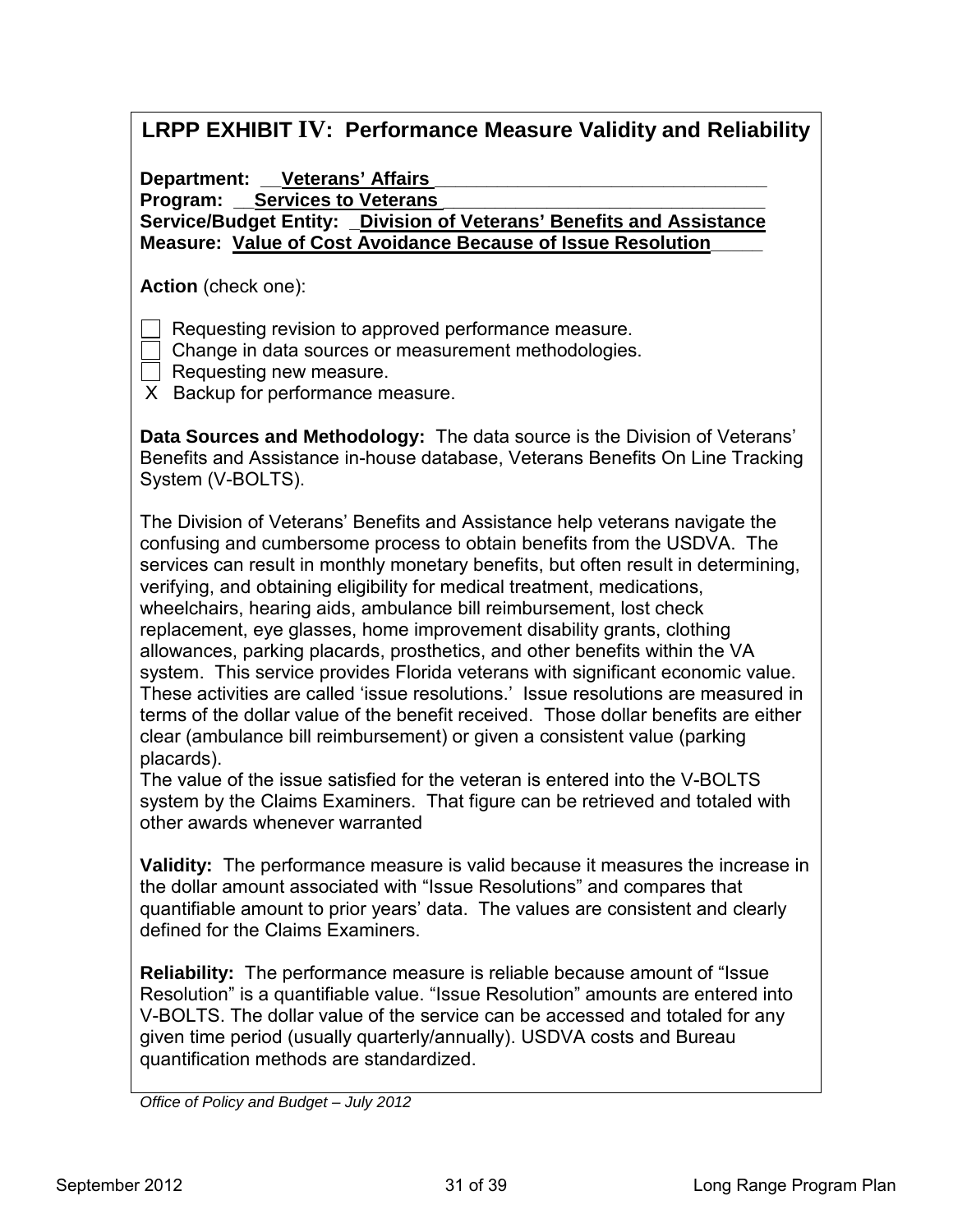## LRPP EXHIBIT IV: Performance Measure Validity and Reliability

**Department:** Veterans' Affairs
**Program:** Services to Veterans
**Service/Budget Entity:** Division of Veterans' Benefits and Assistance
**Measure:** Value of Cost Avoidance Because of Issue Resolution

**Action** (check one):

- [ ] Requesting revision to approved performance measure.
- [ ] Change in data sources or measurement methodologies.
- [ ] Requesting new measure.
- [x] Backup for performance measure.

**Data Sources and Methodology:** The data source is the Division of Veterans' Benefits and Assistance in-house database, Veterans Benefits On Line Tracking System (V-BOLTS).

The Division of Veterans' Benefits and Assistance help veterans navigate the confusing and cumbersome process to obtain benefits from the USDVA. The services can result in monthly monetary benefits, but often result in determining, verifying, and obtaining eligibility for medical treatment, medications, wheelchairs, hearing aids, ambulance bill reimbursement, lost check replacement, eye glasses, home improvement disability grants, clothing allowances, parking placards, prosthetics, and other benefits within the VA system. This service provides Florida veterans with significant economic value. These activities are called 'issue resolutions.' Issue resolutions are measured in terms of the dollar value of the benefit received. Those dollar benefits are either clear (ambulance bill reimbursement) or given a consistent value (parking placards).
The value of the issue satisfied for the veteran is entered into the V-BOLTS system by the Claims Examiners. That figure can be retrieved and totaled with other awards whenever warranted

**Validity:** The performance measure is valid because it measures the increase in the dollar amount associated with "Issue Resolutions" and compares that quantifiable amount to prior years' data. The values are consistent and clearly defined for the Claims Examiners.

**Reliability:** The performance measure is reliable because amount of "Issue Resolution" is a quantifiable value. "Issue Resolution" amounts are entered into V-BOLTS. The dollar value of the service can be accessed and totaled for any given time period (usually quarterly/annually). USDVA costs and Bureau quantification methods are standardized.

*Office of Policy and Budget – July 2012*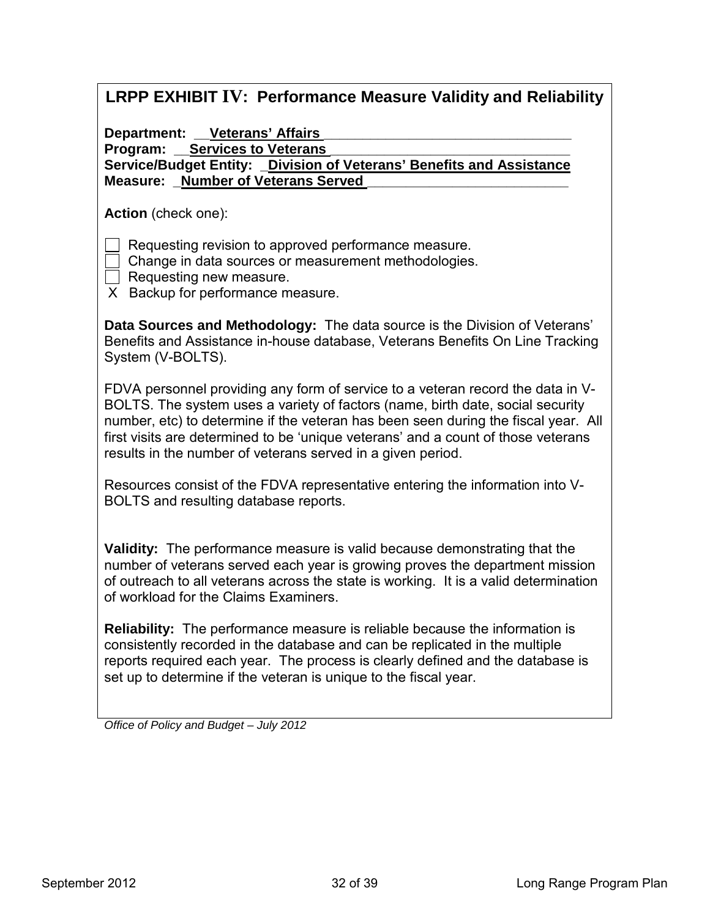# LRPP EXHIBIT IV: Performance Measure Validity and Reliability

**Department:** **Veterans' Affairs**
**Program:** **Services to Veterans**
**Service/Budget Entity:** **Division of Veterans' Benefits and Assistance**
**Measure:** **Number of Veterans Served**

**Action** (check one):

- ☐ Requesting revision to approved performance measure.
- ☐ Change in data sources or measurement methodologies.
- ☐ Requesting new measure.
- X Backup for performance measure.

**Data Sources and Methodology:** The data source is the Division of Veterans' Benefits and Assistance in-house database, Veterans Benefits On Line Tracking System (V-BOLTS).

FDVA personnel providing any form of service to a veteran record the data in V-BOLTS. The system uses a variety of factors (name, birth date, social security number, etc) to determine if the veteran has been seen during the fiscal year. All first visits are determined to be 'unique veterans' and a count of those veterans results in the number of veterans served in a given period.

Resources consist of the FDVA representative entering the information into V-BOLTS and resulting database reports.

**Validity:** The performance measure is valid because demonstrating that the number of veterans served each year is growing proves the department mission of outreach to all veterans across the state is working. It is a valid determination of workload for the Claims Examiners.

**Reliability:** The performance measure is reliable because the information is consistently recorded in the database and can be replicated in the multiple reports required each year. The process is clearly defined and the database is set up to determine if the veteran is unique to the fiscal year.

*Office of Policy and Budget – July 2012*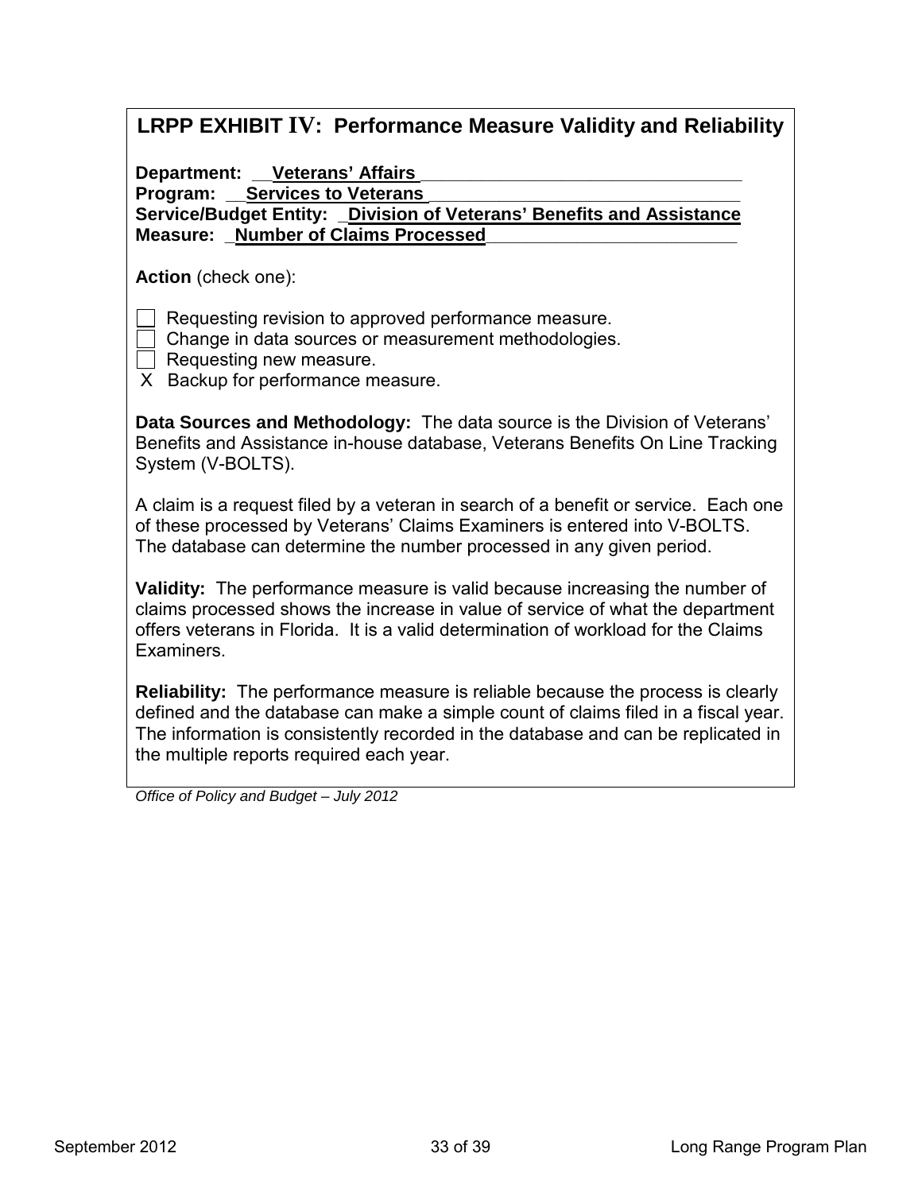## LRPP EXHIBIT IV: Performance Measure Validity and Reliability

**Department:** **Veterans' Affairs**
**Program:** **Services to Veterans**
**Service/Budget Entity:** **Division of Veterans' Benefits and Assistance**
**Measure:** **Number of Claims Processed**

**Action** (check one):

- [ ] Requesting revision to approved performance measure.
- [ ] Change in data sources or measurement methodologies.
- [ ] Requesting new measure.
- [x] Backup for performance measure.

**Data Sources and Methodology:** The data source is the Division of Veterans' Benefits and Assistance in-house database, Veterans Benefits On Line Tracking System (V-BOLTS).

A claim is a request filed by a veteran in search of a benefit or service. Each one of these processed by Veterans' Claims Examiners is entered into V-BOLTS. The database can determine the number processed in any given period.

**Validity:** The performance measure is valid because increasing the number of claims processed shows the increase in value of service of what the department offers veterans in Florida. It is a valid determination of workload for the Claims Examiners.

**Reliability:** The performance measure is reliable because the process is clearly defined and the database can make a simple count of claims filed in a fiscal year. The information is consistently recorded in the database and can be replicated in the multiple reports required each year.

*Office of Policy and Budget – July 2012*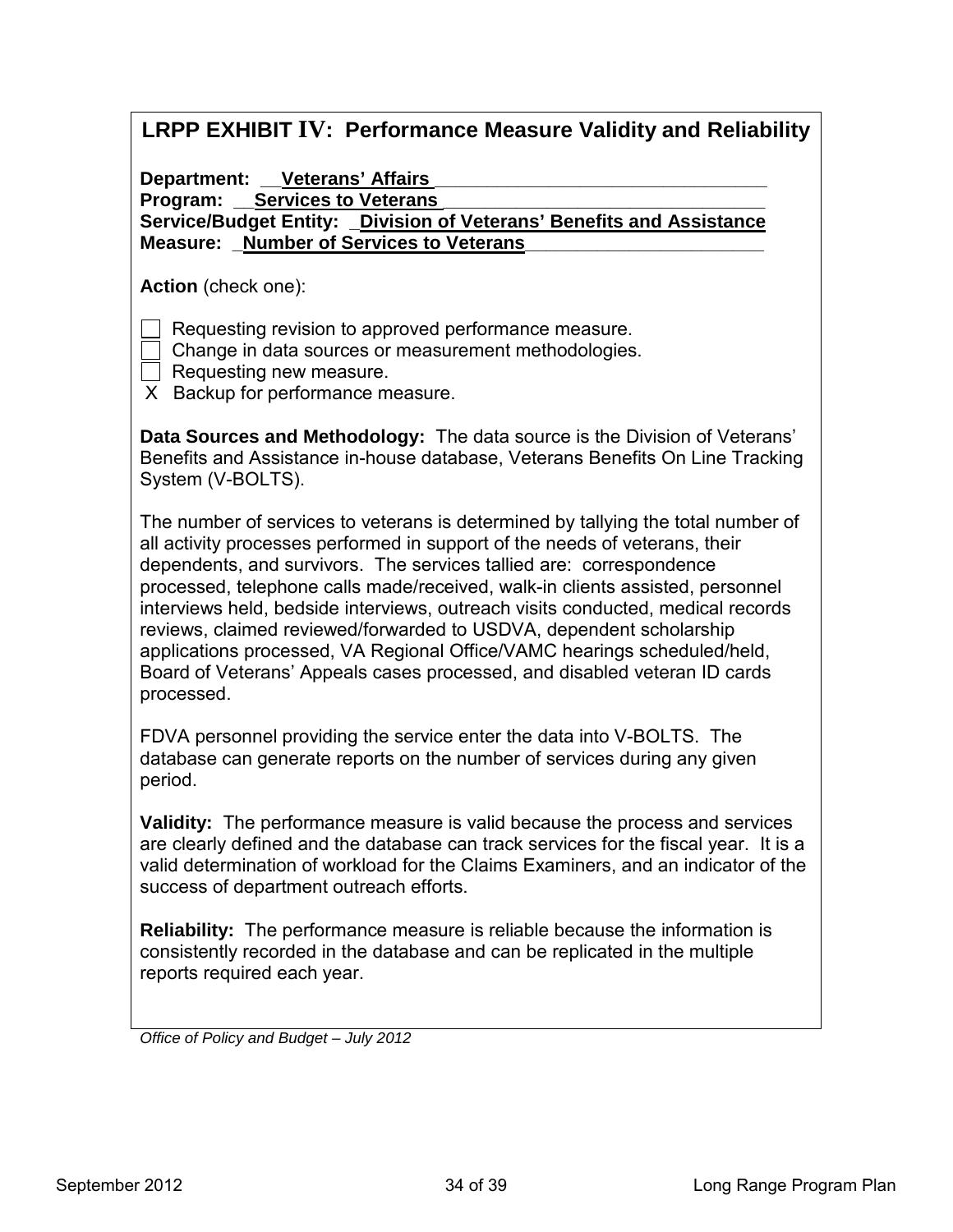# LRPP EXHIBIT IV: Performance Measure Validity and Reliability

**Department:** Veterans' Affairs
**Program:** Services to Veterans
**Service/Budget Entity:** Division of Veterans' Benefits and Assistance
**Measure:** Number of Services to Veterans

**Action** (check one):

- [ ] Requesting revision to approved performance measure.
- [ ] Change in data sources or measurement methodologies.
- [ ] Requesting new measure.
- X Backup for performance measure.

**Data Sources and Methodology:** The data source is the Division of Veterans' Benefits and Assistance in-house database, Veterans Benefits On Line Tracking System (V-BOLTS).

The number of services to veterans is determined by tallying the total number of all activity processes performed in support of the needs of veterans, their dependents, and survivors. The services tallied are: correspondence processed, telephone calls made/received, walk-in clients assisted, personnel interviews held, bedside interviews, outreach visits conducted, medical records reviews, claimed reviewed/forwarded to USDVA, dependent scholarship applications processed, VA Regional Office/VAMC hearings scheduled/held, Board of Veterans' Appeals cases processed, and disabled veteran ID cards processed.

FDVA personnel providing the service enter the data into V-BOLTS. The database can generate reports on the number of services during any given period.

**Validity:** The performance measure is valid because the process and services are clearly defined and the database can track services for the fiscal year. It is a valid determination of workload for the Claims Examiners, and an indicator of the success of department outreach efforts.

**Reliability:** The performance measure is reliable because the information is consistently recorded in the database and can be replicated in the multiple reports required each year.

*Office of Policy and Budget – July 2012*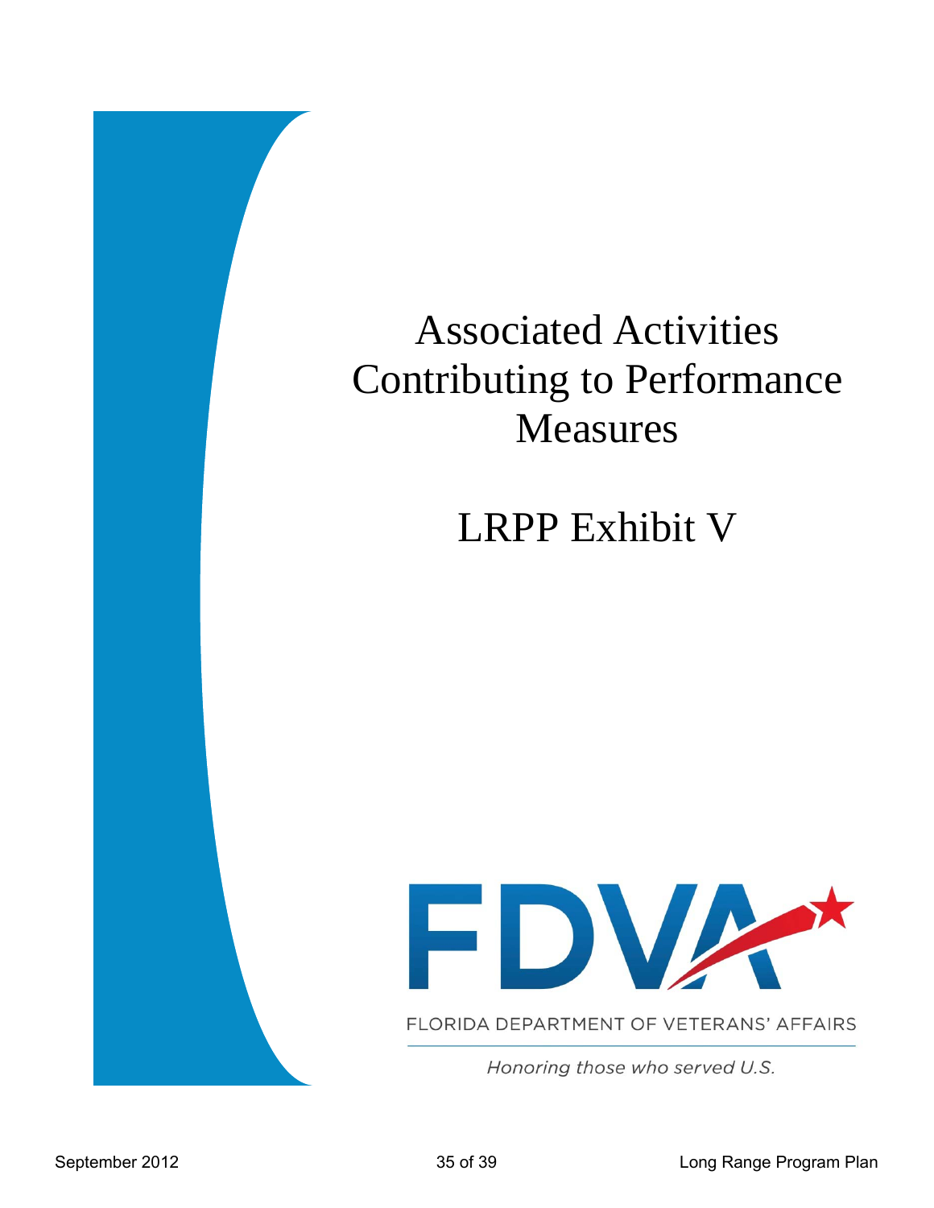# Associated Activities Contributing to Performance Measures

# LRPP Exhibit V

FDVA

FLORIDA DEPARTMENT OF VETERANS' AFFAIRS

*Honoring those who served U.S.*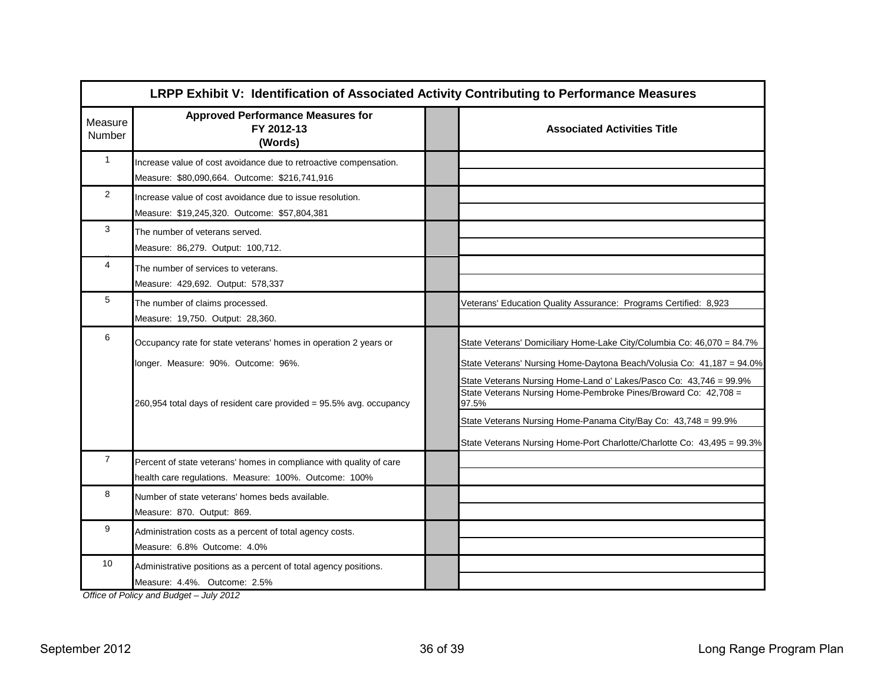| LRPP Exhibit V: Identification of Associated Activity Contributing to Performance Measures | | | |
|---|---|---|---|
| Measure Number | Approved Performance Measures for FY 2012-13 (Words) | | Associated Activities Title |
| 1 | Increase value of cost avoidance due to retroactive compensation. Measure: $80,090,664. Outcome: $216,741,916 | | |
| 2 | Increase value of cost avoidance due to issue resolution. Measure: $19,245,320. Outcome: $57,804,381 | | |
| 3 | The number of veterans served. Measure: 86,279. Output: 100,712. | | |
| 4 | The number of services to veterans. Measure: 429,692. Output: 578,337 | | |
| 5 | The number of claims processed. Measure: 19,750. Output: 28,360. | | Veterans' Education Quality Assurance: Programs Certified: 8,923 |
| 6 | Occupancy rate for state veterans' homes in operation 2 years or longer. Measure: 90%. Outcome: 96%. | | State Veterans' Domiciliary Home-Lake City/Columbia Co: 46,070 = 84.7% |
| | | | State Veterans' Nursing Home-Daytona Beach/Volusia Co: 41,187 = 94.0% |
| | | | State Veterans Nursing Home-Land o' Lakes/Pasco Co: 43,746 = 99.9% |
| | 260,954 total days of resident care provided = 95.5% avg. occupancy | | State Veterans Nursing Home-Pembroke Pines/Broward Co: 42,708 = 97.5% |
| | | | State Veterans Nursing Home-Panama City/Bay Co: 43,748 = 99.9% |
| | | | State Veterans Nursing Home-Port Charlotte/Charlotte Co: 43,495 = 99.3% |
| 7 | Percent of state veterans' homes in compliance with quality of care health care regulations. Measure: 100%. Outcome: 100% | | |
| 8 | Number of state veterans' homes beds available. Measure: 870. Output: 869. | | |
| 9 | Administration costs as a percent of total agency costs. Measure: 6.8% Outcome: 4.0% | | |
| 10 | Administrative positions as a percent of total agency positions. Measure: 4.4%. Outcome: 2.5% | | |

*Office of Policy and Budget – July 2012*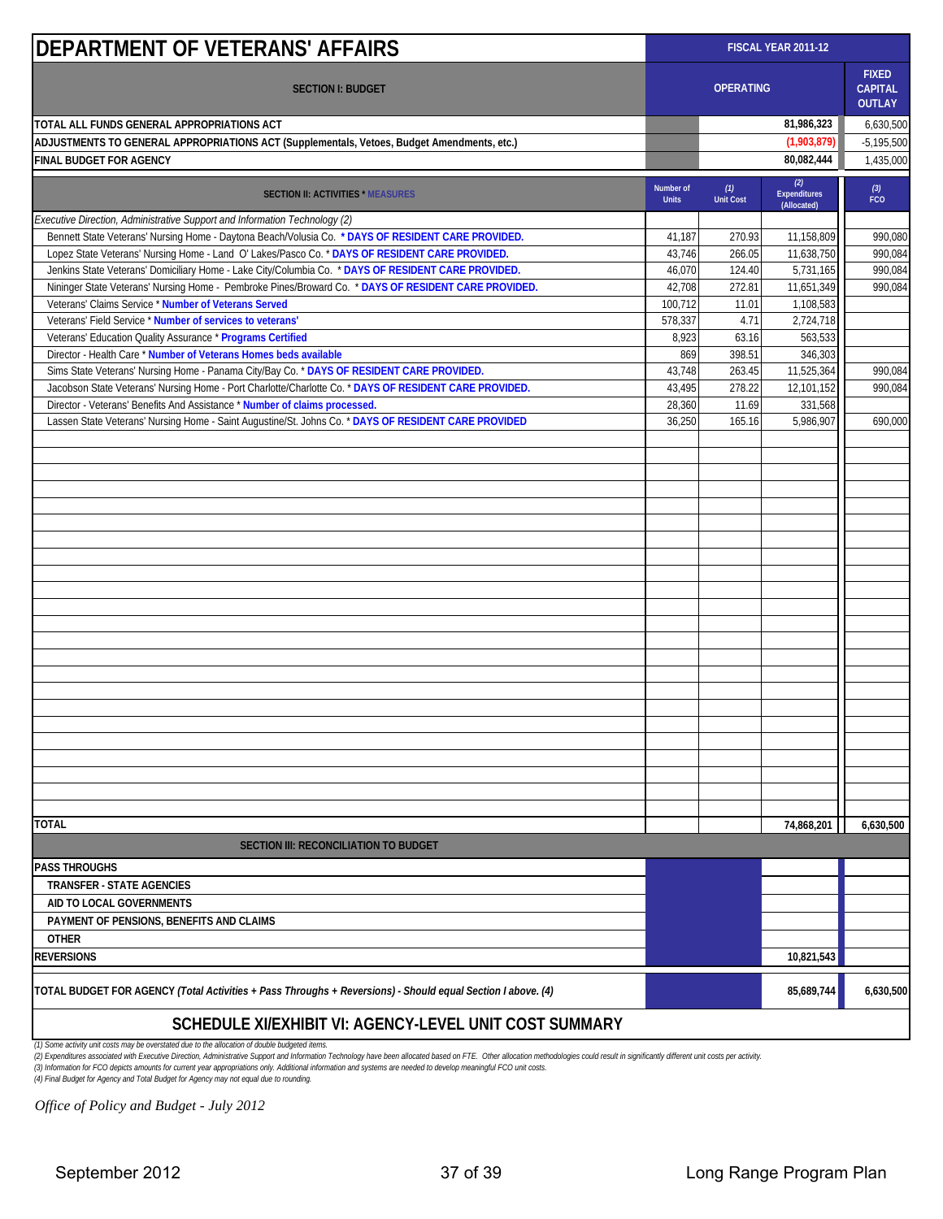# DEPARTMENT OF VETERANS' AFFAIRS

| SECTION I: BUDGET | | | FISCAL YEAR 2011-12 OPERATING | FIXED CAPITAL OUTLAY |
|---|---|---|---|---|
| TOTAL ALL FUNDS GENERAL APPROPRIATIONS ACT | | | 81,986,323 | 6,630,500 |
| ADJUSTMENTS TO GENERAL APPROPRIATIONS ACT (Supplementals, Vetoes, Budget Amendments, etc.) | | | (1,903,879) | -5,195,500 |
| FINAL BUDGET FOR AGENCY | | | 80,082,444 | 1,435,000 |

| SECTION II: ACTIVITIES * MEASURES | Number of Units | (1) Unit Cost | (2) Expenditures (Allocated) | (3) FCO |
|---|---|---|---|---|
| *Executive Direction, Administrative Support and Information Technology (2)* | | | | |
| Bennett State Veterans' Nursing Home - Daytona Beach/Volusia Co. * DAYS OF RESIDENT CARE PROVIDED. | 41,187 | 270.93 | 11,158,809 | 990,080 |
| Lopez State Veterans' Nursing Home - Land O' Lakes/Pasco Co. * DAYS OF RESIDENT CARE PROVIDED. | 43,746 | 266.05 | 11,638,750 | 990,084 |
| Jenkins State Veterans' Domiciliary Home - Lake City/Columbia Co. * DAYS OF RESIDENT CARE PROVIDED. | 46,070 | 124.40 | 5,731,165 | 990,084 |
| Nininger State Veterans' Nursing Home - Pembroke Pines/Broward Co. * DAYS OF RESIDENT CARE PROVIDED. | 42,708 | 272.81 | 11,651,349 | 990,084 |
| Veterans' Claims Service * Number of Veterans Served | 100,712 | 11.01 | 1,108,583 | |
| Veterans' Field Service * Number of services to veterans' | 578,337 | 4.71 | 2,724,718 | |
| Veterans' Education Quality Assurance * Programs Certified | 8,923 | 63.16 | 563,533 | |
| Director - Health Care * Number of Veterans Homes beds available | 869 | 398.51 | 346,303 | |
| Sims State Veterans' Nursing Home - Panama City/Bay Co. * DAYS OF RESIDENT CARE PROVIDED. | 43,748 | 263.45 | 11,525,364 | 990,084 |
| Jacobson State Veterans' Nursing Home - Port Charlotte/Charlotte Co. * DAYS OF RESIDENT CARE PROVIDED. | 43,495 | 278.22 | 12,101,152 | 990,084 |
| Director - Veterans' Benefits And Assistance * Number of claims processed. | 28,360 | 11.69 | 331,568 | |
| Lassen State Veterans' Nursing Home - Saint Augustine/St. Johns Co. * DAYS OF RESIDENT CARE PROVIDED | 36,250 | 165.16 | 5,986,907 | 690,000 |
| **TOTAL** | | | **74,868,201** | **6,630,500** |

| SECTION III: RECONCILIATION TO BUDGET | | | | |
|---|---|---|---|---|
| **PASS THROUGHS** | | | | |
| **TRANSFER - STATE AGENCIES** | | | | |
| **AID TO LOCAL GOVERNMENTS** | | | | |
| **PAYMENT OF PENSIONS, BENEFITS AND CLAIMS** | | | | |
| **OTHER** | | | | |
| **REVERSIONS** | | | 10,821,543 | |
| **TOTAL BUDGET FOR AGENCY** *(Total Activities + Pass Throughs + Reversions) - Should equal Section I above. (4)* | | | 85,689,744 | 6,630,500 |

## SCHEDULE XI/EXHIBIT VI: AGENCY-LEVEL UNIT COST SUMMARY

(1) Some activity unit costs may be overstated due to the allocation of double budgeted items.
(2) Expenditures associated with Executive Direction, Administrative Support and Information Technology have been allocated based on FTE. Other allocation methodologies could result in significantly different unit costs per activity.
(3) Information for FCO depicts amounts for current year appropriations only. Additional information and systems are needed to develop meaningful FCO unit costs.
(4) Final Budget for Agency and Total Budget for Agency may not equal due to rounding.

*Office of Policy and Budget - July 2012*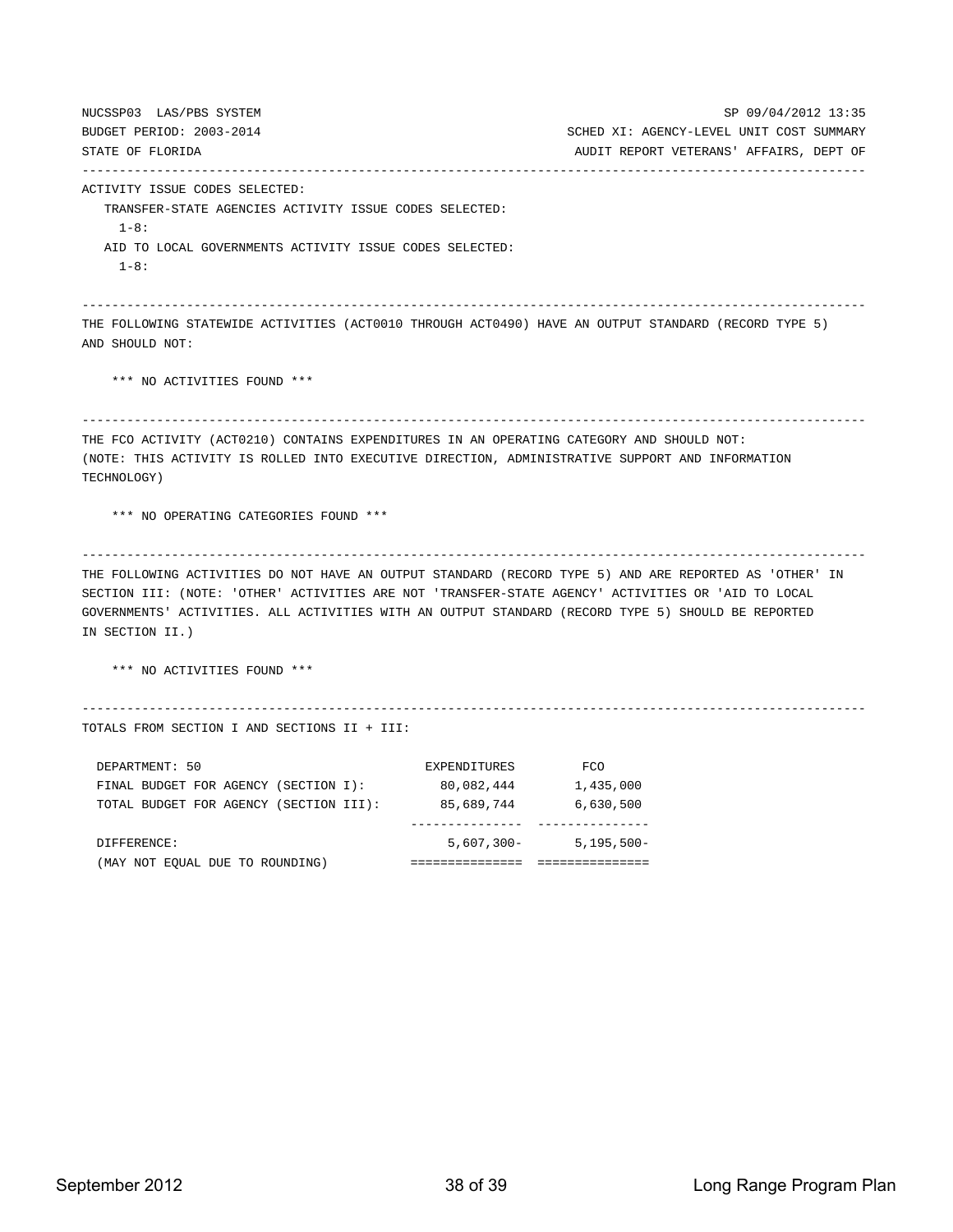NUCSSP03 LAS/PBS SYSTEM SP 09/04/2012 13:35
BUDGET PERIOD: 2003-2014 SCHED XI: AGENCY-LEVEL UNIT COST SUMMARY
STATE OF FLORIDA AUDIT REPORT VETERANS' AFFAIRS, DEPT OF

---

ACTIVITY ISSUE CODES SELECTED:

TRANSFER-STATE AGENCIES ACTIVITY ISSUE CODES SELECTED:

1-8:

AID TO LOCAL GOVERNMENTS ACTIVITY ISSUE CODES SELECTED:

1-8:

---

THE FOLLOWING STATEWIDE ACTIVITIES (ACT0010 THROUGH ACT0490) HAVE AN OUTPUT STANDARD (RECORD TYPE 5) AND SHOULD NOT:

*** NO ACTIVITIES FOUND ***

---

THE FCO ACTIVITY (ACT0210) CONTAINS EXPENDITURES IN AN OPERATING CATEGORY AND SHOULD NOT:
(NOTE: THIS ACTIVITY IS ROLLED INTO EXECUTIVE DIRECTION, ADMINISTRATIVE SUPPORT AND INFORMATION TECHNOLOGY)

*** NO OPERATING CATEGORIES FOUND ***

---

THE FOLLOWING ACTIVITIES DO NOT HAVE AN OUTPUT STANDARD (RECORD TYPE 5) AND ARE REPORTED AS 'OTHER' IN SECTION III: (NOTE: 'OTHER' ACTIVITIES ARE NOT 'TRANSFER-STATE AGENCY' ACTIVITIES OR 'AID TO LOCAL GOVERNMENTS' ACTIVITIES. ALL ACTIVITIES WITH AN OUTPUT STANDARD (RECORD TYPE 5) SHOULD BE REPORTED IN SECTION II.)

*** NO ACTIVITIES FOUND ***

---

TOTALS FROM SECTION I AND SECTIONS II + III:

| DEPARTMENT: 50 | EXPENDITURES | FCO |
|---|---|---|
| FINAL BUDGET FOR AGENCY (SECTION I): | 80,082,444 | 1,435,000 |
| TOTAL BUDGET FOR AGENCY (SECTION III): | 85,689,744 | 6,630,500 |
| DIFFERENCE: | 5,607,300- | 5,195,500- |
| (MAY NOT EQUAL DUE TO ROUNDING) | | |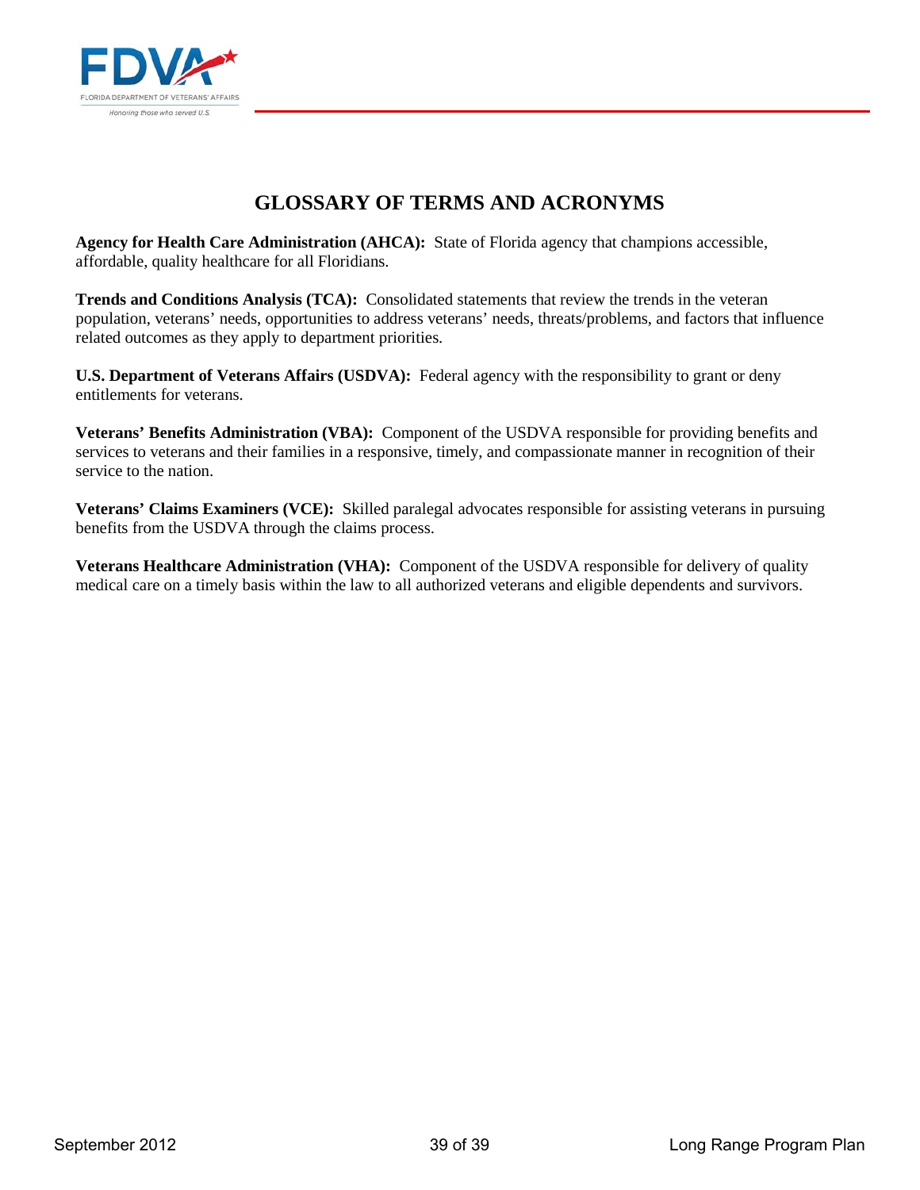# GLOSSARY OF TERMS AND ACRONYMS

**Agency for Health Care Administration (AHCA):** State of Florida agency that champions accessible, affordable, quality healthcare for all Floridians.

**Trends and Conditions Analysis (TCA):** Consolidated statements that review the trends in the veteran population, veterans' needs, opportunities to address veterans' needs, threats/problems, and factors that influence related outcomes as they apply to department priorities.

**U.S. Department of Veterans Affairs (USDVA):** Federal agency with the responsibility to grant or deny entitlements for veterans.

**Veterans' Benefits Administration (VBA):** Component of the USDVA responsible for providing benefits and services to veterans and their families in a responsive, timely, and compassionate manner in recognition of their service to the nation.

**Veterans' Claims Examiners (VCE):** Skilled paralegal advocates responsible for assisting veterans in pursuing benefits from the USDVA through the claims process.

**Veterans Healthcare Administration (VHA):** Component of the USDVA responsible for delivery of quality medical care on a timely basis within the law to all authorized veterans and eligible dependents and survivors.